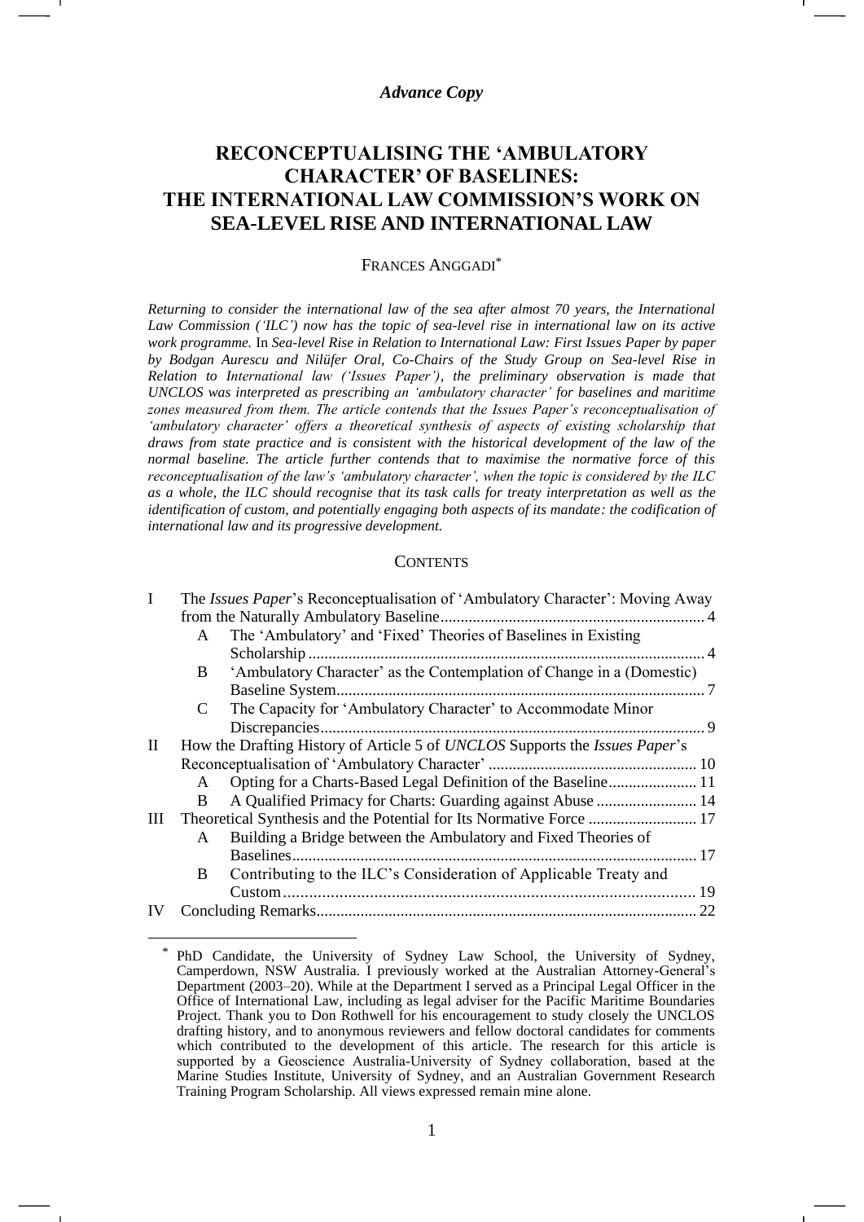*Advance Copy*

# RECONCEPTUALISING THE 'AMBULATORY CHARACTER' OF BASELINES: THE INTERNATIONAL LAW COMMISSION'S WORK ON SEA-LEVEL RISE AND INTERNATIONAL LAW

FRANCES ANGGADI[*]

*Returning to consider the international law of the sea after almost 70 years, the International Law Commission ('ILC') now has the topic of sea-level rise in international law on its active work programme.* In *Sea-level Rise in Relation to International Law: First Issues Paper by paper by Bodgan Aurescu and Nilüfer Oral, Co-Chairs of the Study Group on Sea-level Rise in Relation to International law ('Issues Paper'), the preliminary observation is made that UNCLOS was interpreted as prescribing an 'ambulatory character' for baselines and maritime zones measured from them. The article contends that the Issues Paper's reconceptualisation of 'ambulatory character' offers a theoretical synthesis of aspects of existing scholarship that draws from state practice and is consistent with the historical development of the law of the normal baseline. The article further contends that to maximise the normative force of this reconceptualisation of the law's 'ambulatory character', when the topic is considered by the ILC as a whole, the ILC should recognise that its task calls for treaty interpretation as well as the identification of custom, and potentially engaging both aspects of its mandate: the codification of international law and its progressive development.*

## CONTENTS

- I The *Issues Paper*'s Reconceptualisation of 'Ambulatory Character': Moving Away from the Naturally Ambulatory Baseline ... 4
  - A The 'Ambulatory' and 'Fixed' Theories of Baselines in Existing Scholarship ... 4
  - B 'Ambulatory Character' as the Contemplation of Change in a (Domestic) Baseline System ... 7
  - C The Capacity for 'Ambulatory Character' to Accommodate Minor Discrepancies ... 9
- II How the Drafting History of Article 5 of *UNCLOS* Supports the *Issues Paper*'s Reconceptualisation of 'Ambulatory Character' ... 10
  - A Opting for a Charts-Based Legal Definition of the Baseline ... 11
  - B A Qualified Primacy for Charts: Guarding against Abuse ... 14
- III Theoretical Synthesis and the Potential for Its Normative Force ... 17
  - A Building a Bridge between the Ambulatory and Fixed Theories of Baselines ... 17
  - B Contributing to the ILC's Consideration of Applicable Treaty and Custom ... 19
- IV Concluding Remarks ... 22

[*] PhD Candidate, the University of Sydney Law School, the University of Sydney, Camperdown, NSW Australia. I previously worked at the Australian Attorney-General's Department (2003–20). While at the Department I served as a Principal Legal Officer in the Office of International Law, including as legal adviser for the Pacific Maritime Boundaries Project. Thank you to Don Rothwell for his encouragement to study closely the UNCLOS drafting history, and to anonymous reviewers and fellow doctoral candidates for comments which contributed to the development of this article. The research for this article is supported by a Geoscience Australia-University of Sydney collaboration, based at the Marine Studies Institute, University of Sydney, and an Australian Government Research Training Program Scholarship. All views expressed remain mine alone.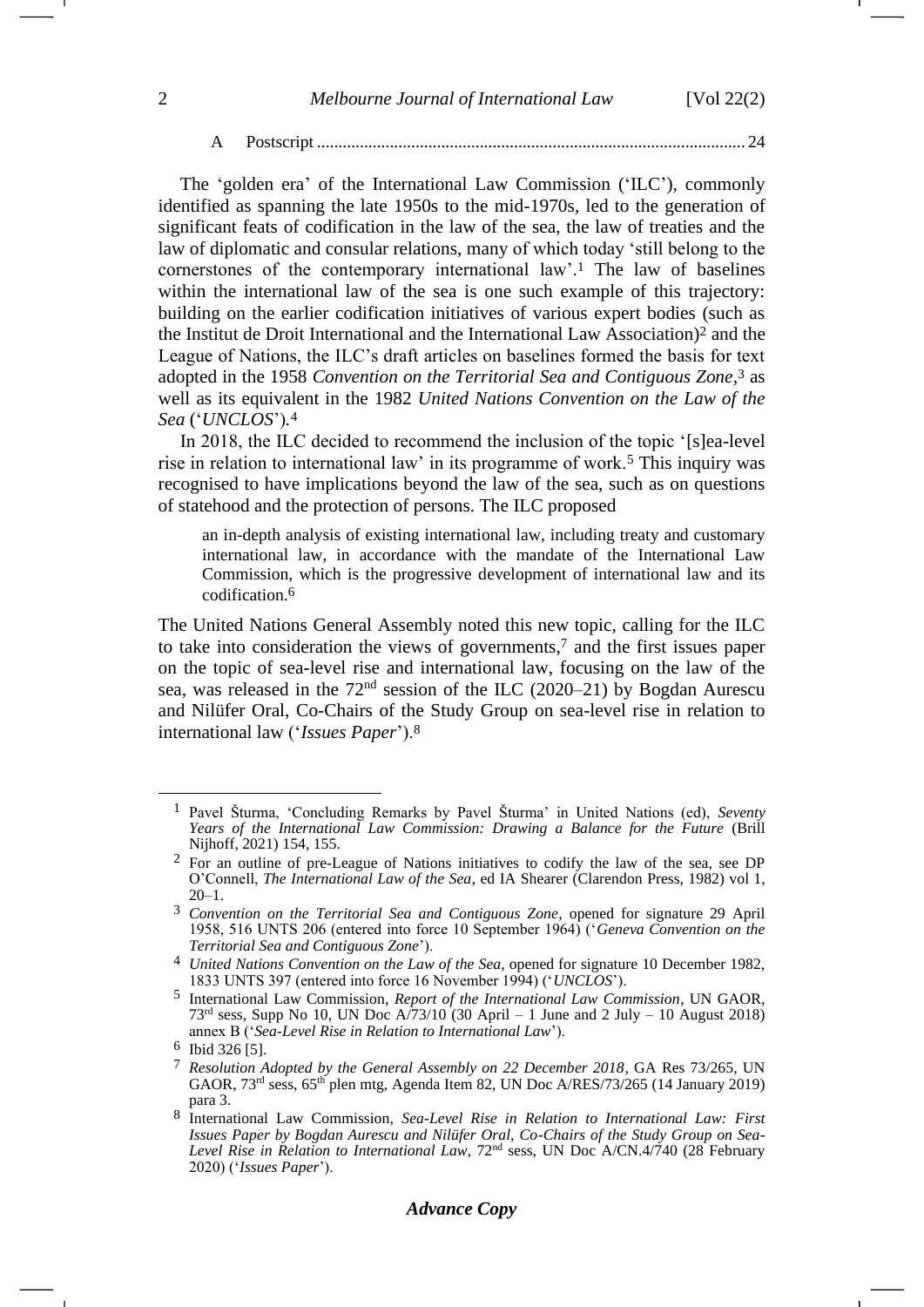A Postscript .................................................................................................. 24

The 'golden era' of the International Law Commission ('ILC'), commonly identified as spanning the late 1950s to the mid-1970s, led to the generation of significant feats of codification in the law of the sea, the law of treaties and the law of diplomatic and consular relations, many of which today 'still belong to the cornerstones of the contemporary international law'.[1] The law of baselines within the international law of the sea is one such example of this trajectory: building on the earlier codification initiatives of various expert bodies (such as the Institut de Droit International and the International Law Association)[2] and the League of Nations, the ILC's draft articles on baselines formed the basis for text adopted in the 1958 *Convention on the Territorial Sea and Contiguous Zone*,[3] as well as its equivalent in the 1982 *United Nations Convention on the Law of the Sea* ('*UNCLOS*').[4]

In 2018, the ILC decided to recommend the inclusion of the topic '[s]ea-level rise in relation to international law' in its programme of work.[5] This inquiry was recognised to have implications beyond the law of the sea, such as on questions of statehood and the protection of persons. The ILC proposed

> an in-depth analysis of existing international law, including treaty and customary international law, in accordance with the mandate of the International Law Commission, which is the progressive development of international law and its codification.[6]

The United Nations General Assembly noted this new topic, calling for the ILC to take into consideration the views of governments,[7] and the first issues paper on the topic of sea-level rise and international law, focusing on the law of the sea, was released in the 72nd session of the ILC (2020–21) by Bogdan Aurescu and Nilüfer Oral, Co-Chairs of the Study Group on sea-level rise in relation to international law ('*Issues Paper*').[8]

---

[1] Pavel Šturma, 'Concluding Remarks by Pavel Šturma' in United Nations (ed), *Seventy Years of the International Law Commission: Drawing a Balance for the Future* (Brill Nijhoff, 2021) 154, 155.

[2] For an outline of pre-League of Nations initiatives to codify the law of the sea, see DP O'Connell, *The International Law of the Sea*, ed IA Shearer (Clarendon Press, 1982) vol 1, 20–1.

[3] *Convention on the Territorial Sea and Contiguous Zone*, opened for signature 29 April 1958, 516 UNTS 206 (entered into force 10 September 1964) ('*Geneva Convention on the Territorial Sea and Contiguous Zone*').

[4] *United Nations Convention on the Law of the Sea*, opened for signature 10 December 1982, 1833 UNTS 397 (entered into force 16 November 1994) ('*UNCLOS*').

[5] International Law Commission, *Report of the International Law Commission*, UN GAOR, 73rd sess, Supp No 10, UN Doc A/73/10 (30 April – 1 June and 2 July – 10 August 2018) annex B ('*Sea-Level Rise in Relation to International Law*').

[6] Ibid 326 [5].

[7] *Resolution Adopted by the General Assembly on 22 December 2018*, GA Res 73/265, UN GAOR, 73rd sess, 65th plen mtg, Agenda Item 82, UN Doc A/RES/73/265 (14 January 2019) para 3.

[8] International Law Commission, *Sea-Level Rise in Relation to International Law: First Issues Paper by Bogdan Aurescu and Nilüfer Oral, Co-Chairs of the Study Group on Sea-Level Rise in Relation to International Law*, 72nd sess, UN Doc A/CN.4/740 (28 February 2020) ('*Issues Paper*').

***Advance Copy***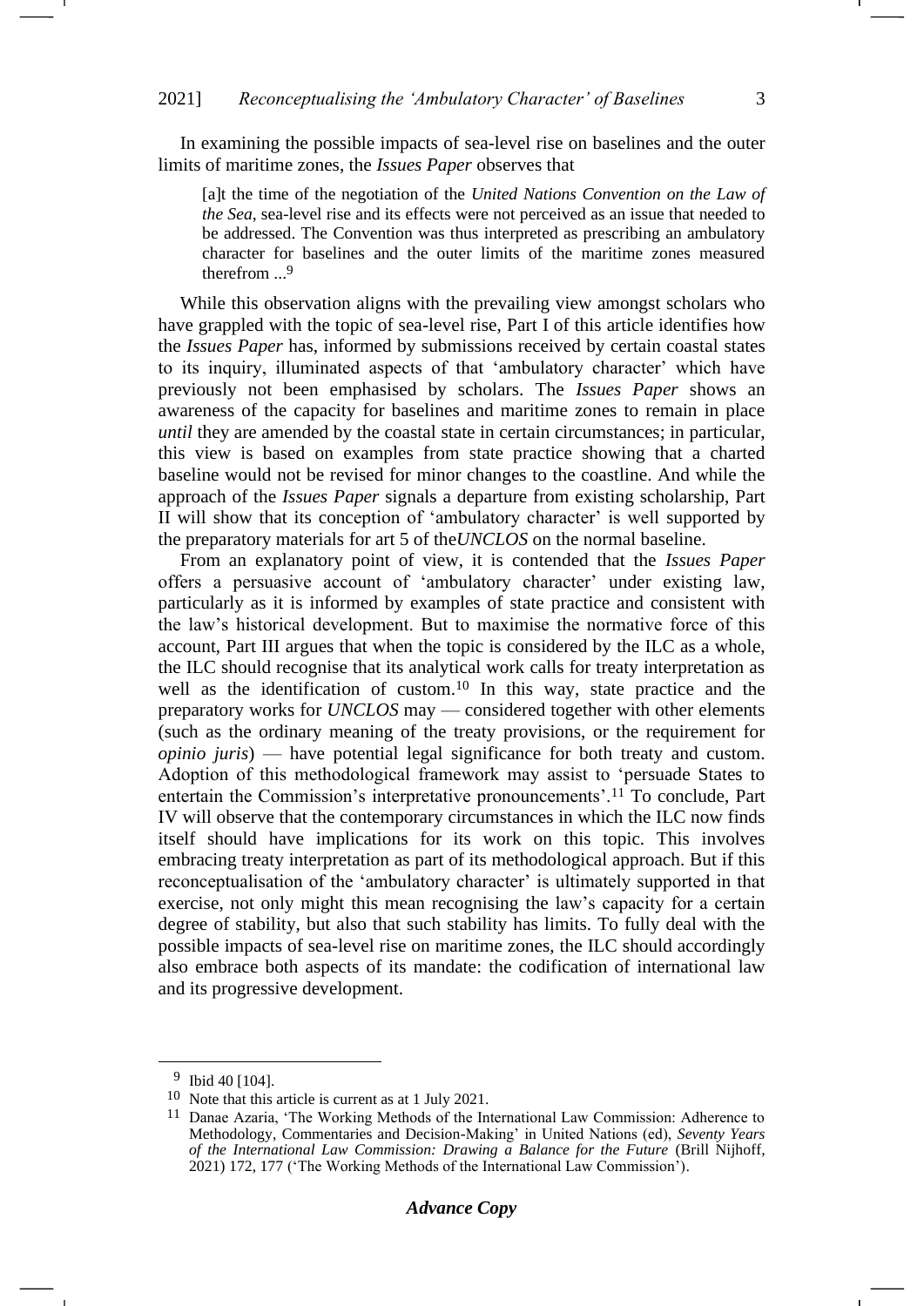In examining the possible impacts of sea-level rise on baselines and the outer limits of maritime zones, the *Issues Paper* observes that

> [a]t the time of the negotiation of the *United Nations Convention on the Law of the Sea*, sea-level rise and its effects were not perceived as an issue that needed to be addressed. The Convention was thus interpreted as prescribing an ambulatory character for baselines and the outer limits of the maritime zones measured therefrom ...[9]

While this observation aligns with the prevailing view amongst scholars who have grappled with the topic of sea-level rise, Part I of this article identifies how the *Issues Paper* has, informed by submissions received by certain coastal states to its inquiry, illuminated aspects of that 'ambulatory character' which have previously not been emphasised by scholars. The *Issues Paper* shows an awareness of the capacity for baselines and maritime zones to remain in place *until* they are amended by the coastal state in certain circumstances; in particular, this view is based on examples from state practice showing that a charted baseline would not be revised for minor changes to the coastline. And while the approach of the *Issues Paper* signals a departure from existing scholarship, Part II will show that its conception of 'ambulatory character' is well supported by the preparatory materials for art 5 of the*UNCLOS* on the normal baseline.

From an explanatory point of view, it is contended that the *Issues Paper* offers a persuasive account of 'ambulatory character' under existing law, particularly as it is informed by examples of state practice and consistent with the law's historical development. But to maximise the normative force of this account, Part III argues that when the topic is considered by the ILC as a whole, the ILC should recognise that its analytical work calls for treaty interpretation as well as the identification of custom.[10] In this way, state practice and the preparatory works for *UNCLOS* may — considered together with other elements (such as the ordinary meaning of the treaty provisions, or the requirement for *opinio juris*) — have potential legal significance for both treaty and custom. Adoption of this methodological framework may assist to 'persuade States to entertain the Commission's interpretative pronouncements'.[11] To conclude, Part IV will observe that the contemporary circumstances in which the ILC now finds itself should have implications for its work on this topic. This involves embracing treaty interpretation as part of its methodological approach. But if this reconceptualisation of the 'ambulatory character' is ultimately supported in that exercise, not only might this mean recognising the law's capacity for a certain degree of stability, but also that such stability has limits. To fully deal with the possible impacts of sea-level rise on maritime zones, the ILC should accordingly also embrace both aspects of its mandate: the codification of international law and its progressive development.

---

[9] Ibid 40 [104].

[10] Note that this article is current as at 1 July 2021.

[11] Danae Azaria, 'The Working Methods of the International Law Commission: Adherence to Methodology, Commentaries and Decision-Making' in United Nations (ed), *Seventy Years of the International Law Commission: Drawing a Balance for the Future* (Brill Nijhoff, 2021) 172, 177 ('The Working Methods of the International Law Commission').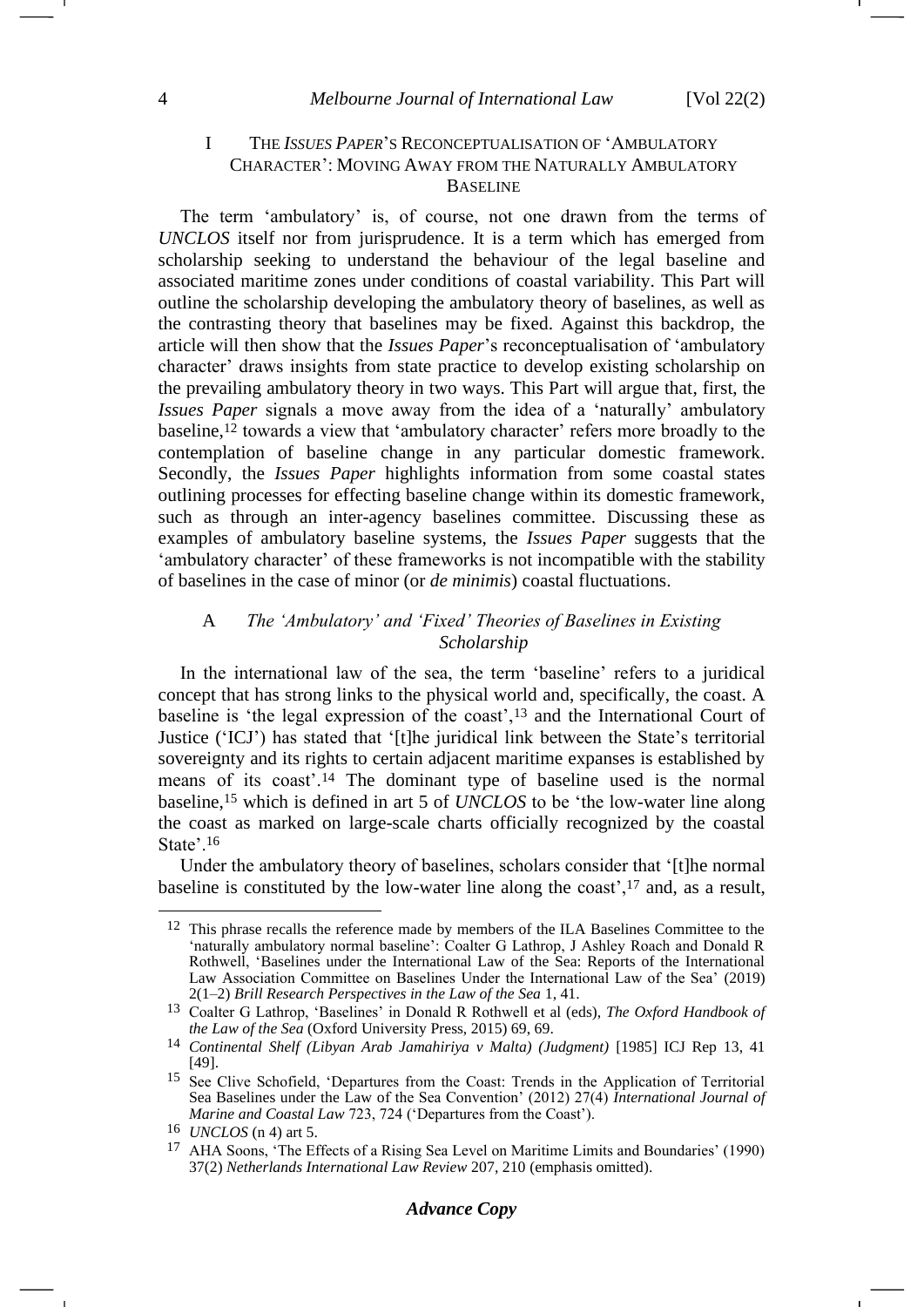## I THE *ISSUES PAPER*'S RECONCEPTUALISATION OF 'AMBULATORY CHARACTER': MOVING AWAY FROM THE NATURALLY AMBULATORY BASELINE

The term 'ambulatory' is, of course, not one drawn from the terms of *UNCLOS* itself nor from jurisprudence. It is a term which has emerged from scholarship seeking to understand the behaviour of the legal baseline and associated maritime zones under conditions of coastal variability. This Part will outline the scholarship developing the ambulatory theory of baselines, as well as the contrasting theory that baselines may be fixed. Against this backdrop, the article will then show that the *Issues Paper*'s reconceptualisation of 'ambulatory character' draws insights from state practice to develop existing scholarship on the prevailing ambulatory theory in two ways. This Part will argue that, first, the *Issues Paper* signals a move away from the idea of a 'naturally' ambulatory baseline,[12] towards a view that 'ambulatory character' refers more broadly to the contemplation of baseline change in any particular domestic framework. Secondly, the *Issues Paper* highlights information from some coastal states outlining processes for effecting baseline change within its domestic framework, such as through an inter-agency baselines committee. Discussing these as examples of ambulatory baseline systems, the *Issues Paper* suggests that the 'ambulatory character' of these frameworks is not incompatible with the stability of baselines in the case of minor (or *de minimis*) coastal fluctuations.

### A *The 'Ambulatory' and 'Fixed' Theories of Baselines in Existing Scholarship*

In the international law of the sea, the term 'baseline' refers to a juridical concept that has strong links to the physical world and, specifically, the coast. A baseline is 'the legal expression of the coast',[13] and the International Court of Justice ('ICJ') has stated that '[t]he juridical link between the State's territorial sovereignty and its rights to certain adjacent maritime expanses is established by means of its coast'.[14] The dominant type of baseline used is the normal baseline,[15] which is defined in art 5 of *UNCLOS* to be 'the low-water line along the coast as marked on large-scale charts officially recognized by the coastal State'.[16]

Under the ambulatory theory of baselines, scholars consider that '[t]he normal baseline is constituted by the low-water line along the coast',[17] and, as a result,

---

[12] This phrase recalls the reference made by members of the ILA Baselines Committee to the 'naturally ambulatory normal baseline': Coalter G Lathrop, J Ashley Roach and Donald R Rothwell, 'Baselines under the International Law of the Sea: Reports of the International Law Association Committee on Baselines Under the International Law of the Sea' (2019) 2(1–2) *Brill Research Perspectives in the Law of the Sea* 1, 41.

[13] Coalter G Lathrop, 'Baselines' in Donald R Rothwell et al (eds), *The Oxford Handbook of the Law of the Sea* (Oxford University Press, 2015) 69, 69.

[14] *Continental Shelf (Libyan Arab Jamahiriya v Malta) (Judgment)* [1985] ICJ Rep 13, 41 [49].

[15] See Clive Schofield, 'Departures from the Coast: Trends in the Application of Territorial Sea Baselines under the Law of the Sea Convention' (2012) 27(4) *International Journal of Marine and Coastal Law* 723, 724 ('Departures from the Coast').

[16] *UNCLOS* (n 4) art 5.

[17] AHA Soons, 'The Effects of a Rising Sea Level on Maritime Limits and Boundaries' (1990) 37(2) *Netherlands International Law Review* 207, 210 (emphasis omitted).

***Advance Copy***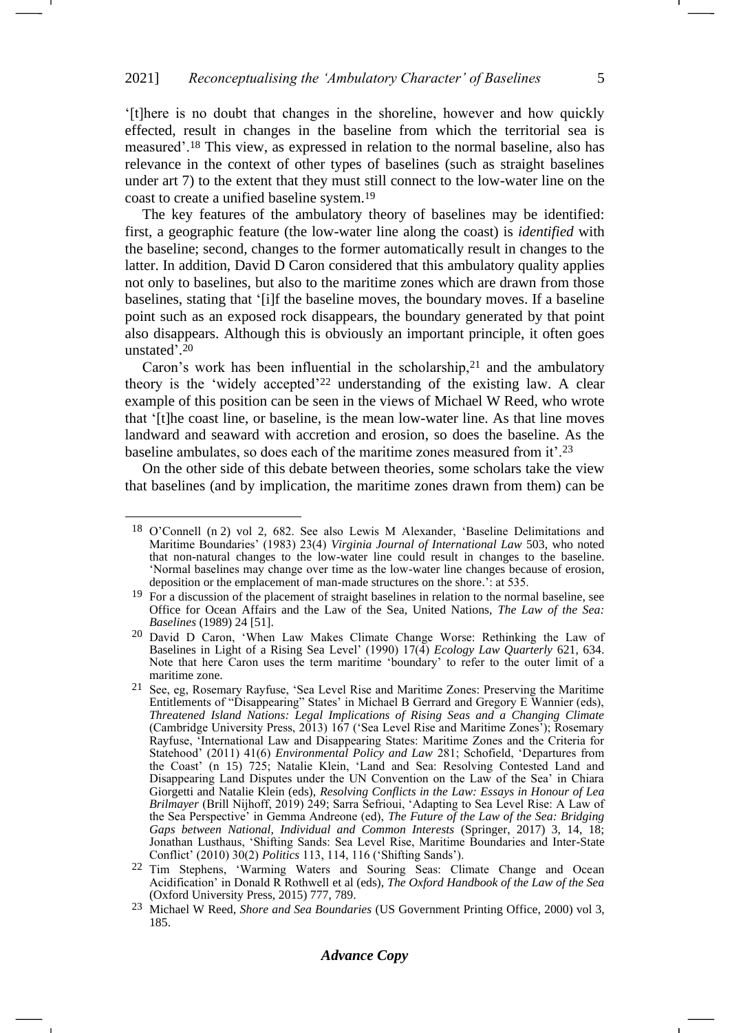'[t]here is no doubt that changes in the shoreline, however and how quickly effected, result in changes in the baseline from which the territorial sea is measured'.[18] This view, as expressed in relation to the normal baseline, also has relevance in the context of other types of baselines (such as straight baselines under art 7) to the extent that they must still connect to the low-water line on the coast to create a unified baseline system.[19]

The key features of the ambulatory theory of baselines may be identified: first, a geographic feature (the low-water line along the coast) is *identified* with the baseline; second, changes to the former automatically result in changes to the latter. In addition, David D Caron considered that this ambulatory quality applies not only to baselines, but also to the maritime zones which are drawn from those baselines, stating that '[i]f the baseline moves, the boundary moves. If a baseline point such as an exposed rock disappears, the boundary generated by that point also disappears. Although this is obviously an important principle, it often goes unstated'.[20]

Caron's work has been influential in the scholarship,[21] and the ambulatory theory is the 'widely accepted'[22] understanding of the existing law. A clear example of this position can be seen in the views of Michael W Reed, who wrote that '[t]he coast line, or baseline, is the mean low-water line. As that line moves landward and seaward with accretion and erosion, so does the baseline. As the baseline ambulates, so does each of the maritime zones measured from it'.[23]

On the other side of this debate between theories, some scholars take the view that baselines (and by implication, the maritime zones drawn from them) can be

---

[18] O'Connell (n 2) vol 2, 682. See also Lewis M Alexander, 'Baseline Delimitations and Maritime Boundaries' (1983) 23(4) *Virginia Journal of International Law* 503, who noted that non-natural changes to the low-water line could result in changes to the baseline. 'Normal baselines may change over time as the low-water line changes because of erosion, deposition or the emplacement of man-made structures on the shore.': at 535.

[19] For a discussion of the placement of straight baselines in relation to the normal baseline, see Office for Ocean Affairs and the Law of the Sea, United Nations, *The Law of the Sea: Baselines* (1989) 24 [51].

[20] David D Caron, 'When Law Makes Climate Change Worse: Rethinking the Law of Baselines in Light of a Rising Sea Level' (1990) 17(4) *Ecology Law Quarterly* 621, 634. Note that here Caron uses the term maritime 'boundary' to refer to the outer limit of a maritime zone.

[21] See, eg, Rosemary Rayfuse, 'Sea Level Rise and Maritime Zones: Preserving the Maritime Entitlements of "Disappearing" States' in Michael B Gerrard and Gregory E Wannier (eds), *Threatened Island Nations: Legal Implications of Rising Seas and a Changing Climate* (Cambridge University Press, 2013) 167 ('Sea Level Rise and Maritime Zones'); Rosemary Rayfuse, 'International Law and Disappearing States: Maritime Zones and the Criteria for Statehood' (2011) 41(6) *Environmental Policy and Law* 281; Schofield, 'Departures from the Coast' (n 15) 725; Natalie Klein, 'Land and Sea: Resolving Contested Land and Disappearing Land Disputes under the UN Convention on the Law of the Sea' in Chiara Giorgetti and Natalie Klein (eds), *Resolving Conflicts in the Law: Essays in Honour of Lea Brilmayer* (Brill Nijhoff, 2019) 249; Sarra Sefrioui, 'Adapting to Sea Level Rise: A Law of the Sea Perspective' in Gemma Andreone (ed), *The Future of the Law of the Sea: Bridging Gaps between National, Individual and Common Interests* (Springer, 2017) 3, 14, 18; Jonathan Lusthaus, 'Shifting Sands: Sea Level Rise, Maritime Boundaries and Inter-State Conflict' (2010) 30(2) *Politics* 113, 114, 116 ('Shifting Sands').

[22] Tim Stephens, 'Warming Waters and Souring Seas: Climate Change and Ocean Acidification' in Donald R Rothwell et al (eds), *The Oxford Handbook of the Law of the Sea* (Oxford University Press, 2015) 777, 789.

[23] Michael W Reed, *Shore and Sea Boundaries* (US Government Printing Office, 2000) vol 3, 185.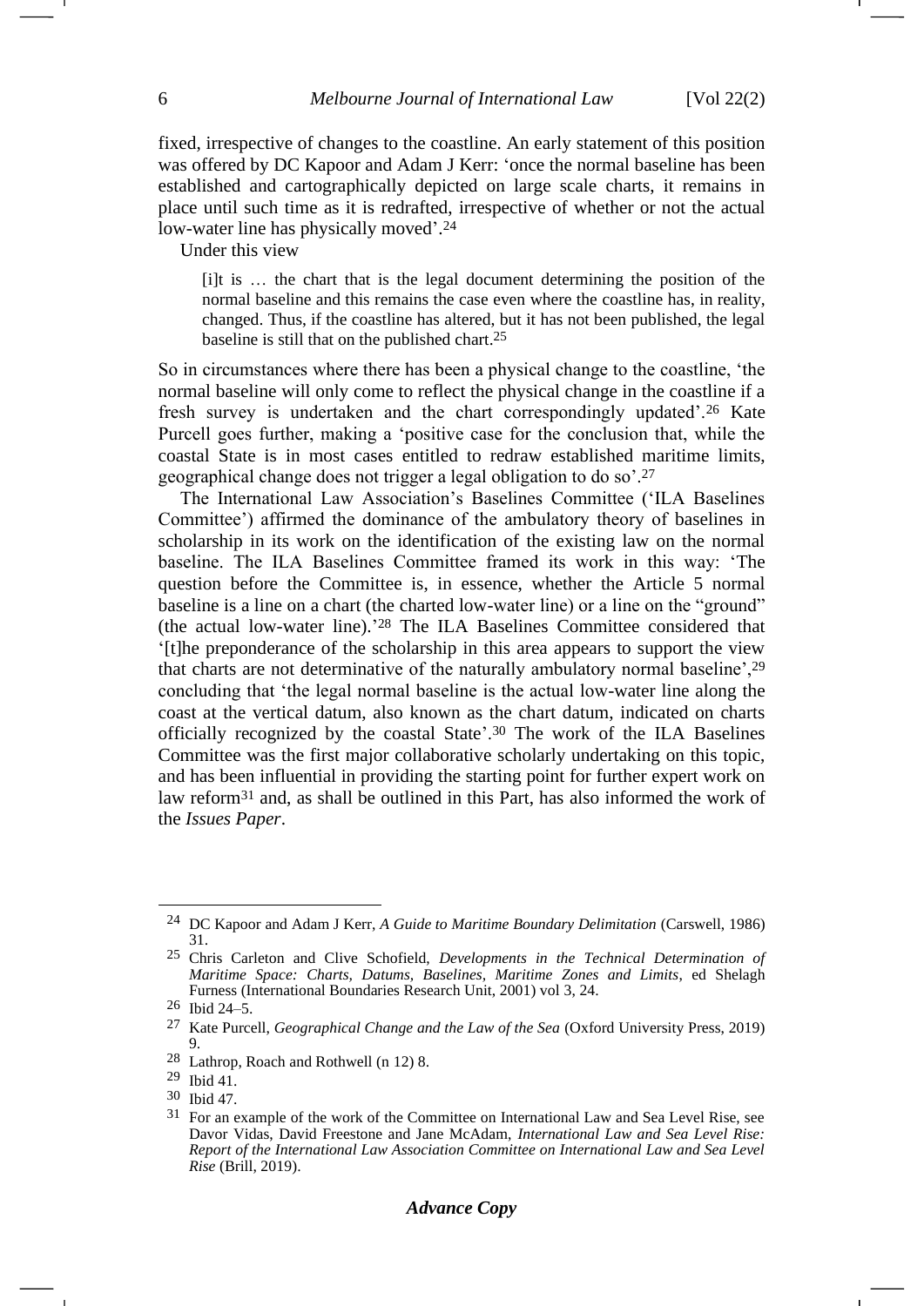fixed, irrespective of changes to the coastline. An early statement of this position was offered by DC Kapoor and Adam J Kerr: 'once the normal baseline has been established and cartographically depicted on large scale charts, it remains in place until such time as it is redrafted, irrespective of whether or not the actual low-water line has physically moved'.[24]

Under this view

> [i]t is … the chart that is the legal document determining the position of the normal baseline and this remains the case even where the coastline has, in reality, changed. Thus, if the coastline has altered, but it has not been published, the legal baseline is still that on the published chart.[25]

So in circumstances where there has been a physical change to the coastline, 'the normal baseline will only come to reflect the physical change in the coastline if a fresh survey is undertaken and the chart correspondingly updated'.[26] Kate Purcell goes further, making a 'positive case for the conclusion that, while the coastal State is in most cases entitled to redraw established maritime limits, geographical change does not trigger a legal obligation to do so'.[27]

The International Law Association's Baselines Committee ('ILA Baselines Committee') affirmed the dominance of the ambulatory theory of baselines in scholarship in its work on the identification of the existing law on the normal baseline. The ILA Baselines Committee framed its work in this way: 'The question before the Committee is, in essence, whether the Article 5 normal baseline is a line on a chart (the charted low-water line) or a line on the "ground" (the actual low-water line).'[28] The ILA Baselines Committee considered that '[t]he preponderance of the scholarship in this area appears to support the view that charts are not determinative of the naturally ambulatory normal baseline',[29] concluding that 'the legal normal baseline is the actual low-water line along the coast at the vertical datum, also known as the chart datum, indicated on charts officially recognized by the coastal State'.[30] The work of the ILA Baselines Committee was the first major collaborative scholarly undertaking on this topic, and has been influential in providing the starting point for further expert work on law reform[31] and, as shall be outlined in this Part, has also informed the work of the *Issues Paper*.

---

[24] DC Kapoor and Adam J Kerr, *A Guide to Maritime Boundary Delimitation* (Carswell, 1986) 31.

[25] Chris Carleton and Clive Schofield, *Developments in the Technical Determination of Maritime Space: Charts, Datums, Baselines, Maritime Zones and Limits*, ed Shelagh Furness (International Boundaries Research Unit, 2001) vol 3, 24.

[26] Ibid 24–5.

[27] Kate Purcell, *Geographical Change and the Law of the Sea* (Oxford University Press, 2019) 9.

[28] Lathrop, Roach and Rothwell (n 12) 8.

[29] Ibid 41.

[30] Ibid 47.

[31] For an example of the work of the Committee on International Law and Sea Level Rise, see Davor Vidas, David Freestone and Jane McAdam, *International Law and Sea Level Rise: Report of the International Law Association Committee on International Law and Sea Level Rise* (Brill, 2019).

***Advance Copy***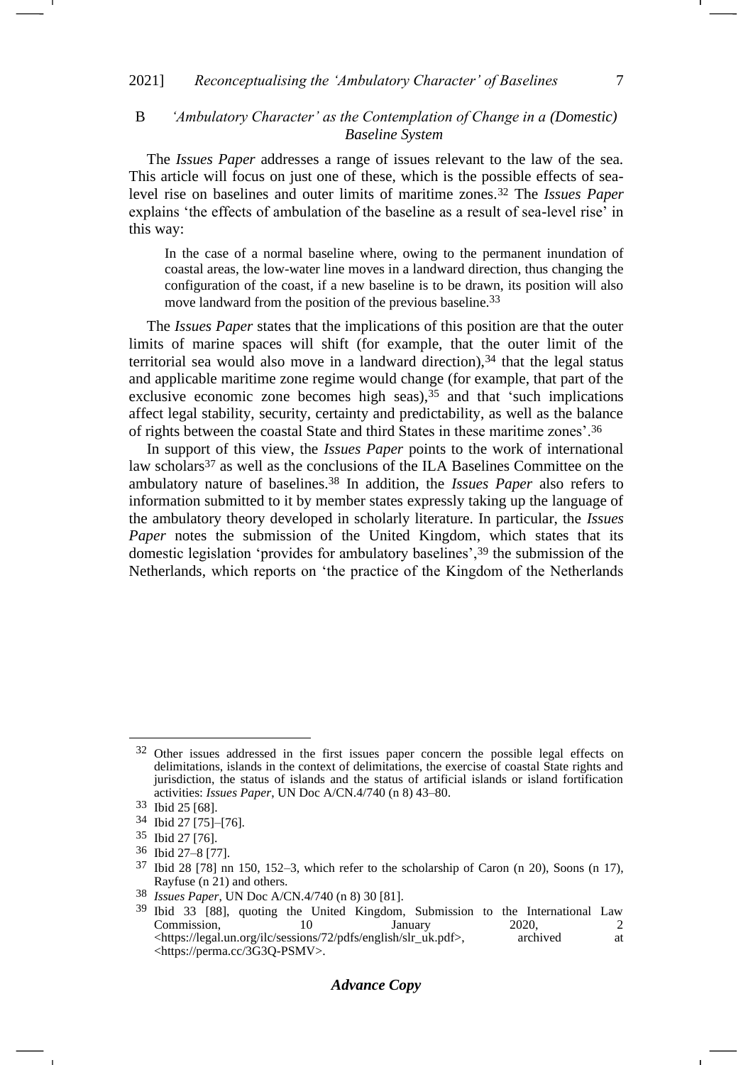### B *'Ambulatory Character' as the Contemplation of Change in a (Domestic) Baseline System*

The *Issues Paper* addresses a range of issues relevant to the law of the sea. This article will focus on just one of these, which is the possible effects of sea-level rise on baselines and outer limits of maritime zones.[32] The *Issues Paper* explains 'the effects of ambulation of the baseline as a result of sea-level rise' in this way:

> In the case of a normal baseline where, owing to the permanent inundation of coastal areas, the low-water line moves in a landward direction, thus changing the configuration of the coast, if a new baseline is to be drawn, its position will also move landward from the position of the previous baseline.[33]

The *Issues Paper* states that the implications of this position are that the outer limits of marine spaces will shift (for example, that the outer limit of the territorial sea would also move in a landward direction),[34] that the legal status and applicable maritime zone regime would change (for example, that part of the exclusive economic zone becomes high seas),[35] and that 'such implications affect legal stability, security, certainty and predictability, as well as the balance of rights between the coastal State and third States in these maritime zones'.[36]

In support of this view, the *Issues Paper* points to the work of international law scholars[37] as well as the conclusions of the ILA Baselines Committee on the ambulatory nature of baselines.[38] In addition, the *Issues Paper* also refers to information submitted to it by member states expressly taking up the language of the ambulatory theory developed in scholarly literature. In particular, the *Issues Paper* notes the submission of the United Kingdom, which states that its domestic legislation 'provides for ambulatory baselines',[39] the submission of the Netherlands, which reports on 'the practice of the Kingdom of the Netherlands

---

[32] Other issues addressed in the first issues paper concern the possible legal effects on delimitations, islands in the context of delimitations, the exercise of coastal State rights and jurisdiction, the status of islands and the status of artificial islands or island fortification activities: *Issues Paper*, UN Doc A/CN.4/740 (n 8) 43–80.

[33] Ibid 25 [68].

[34] Ibid 27 [75]–[76].

[35] Ibid 27 [76].

[36] Ibid 27–8 [77].

[37] Ibid 28 [78] nn 150, 152–3, which refer to the scholarship of Caron (n 20), Soons (n 17), Rayfuse (n 21) and others.

[38] *Issues Paper*, UN Doc A/CN.4/740 (n 8) 30 [81].

[39] Ibid 33 [88], quoting the United Kingdom, Submission to the International Law Commission, 10 January 2020, 2 <https://legal.un.org/ilc/sessions/72/pdfs/english/slr_uk.pdf>, archived at <https://perma.cc/3G3Q-PSMV>.

***Advance Copy***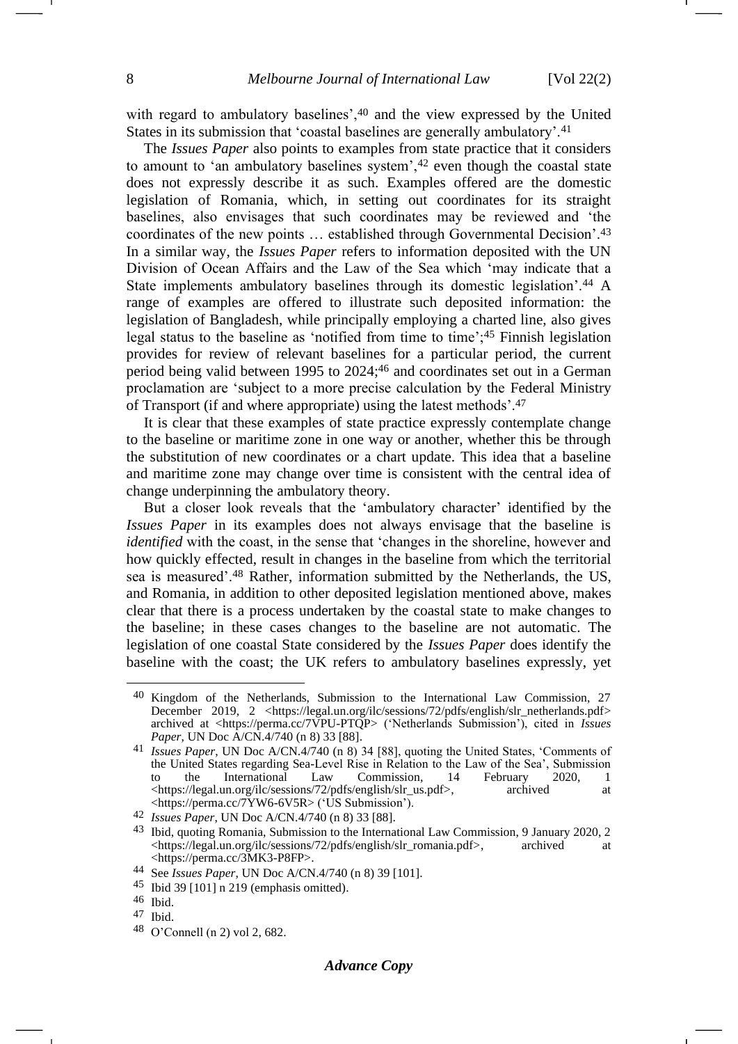with regard to ambulatory baselines',[40] and the view expressed by the United States in its submission that 'coastal baselines are generally ambulatory'.[41]

The *Issues Paper* also points to examples from state practice that it considers to amount to 'an ambulatory baselines system',[42] even though the coastal state does not expressly describe it as such. Examples offered are the domestic legislation of Romania, which, in setting out coordinates for its straight baselines, also envisages that such coordinates may be reviewed and 'the coordinates of the new points … established through Governmental Decision'.[43] In a similar way, the *Issues Paper* refers to information deposited with the UN Division of Ocean Affairs and the Law of the Sea which 'may indicate that a State implements ambulatory baselines through its domestic legislation'.[44] A range of examples are offered to illustrate such deposited information: the legislation of Bangladesh, while principally employing a charted line, also gives legal status to the baseline as 'notified from time to time';[45] Finnish legislation provides for review of relevant baselines for a particular period, the current period being valid between 1995 to 2024;[46] and coordinates set out in a German proclamation are 'subject to a more precise calculation by the Federal Ministry of Transport (if and where appropriate) using the latest methods'.[47]

It is clear that these examples of state practice expressly contemplate change to the baseline or maritime zone in one way or another, whether this be through the substitution of new coordinates or a chart update. This idea that a baseline and maritime zone may change over time is consistent with the central idea of change underpinning the ambulatory theory.

But a closer look reveals that the 'ambulatory character' identified by the *Issues Paper* in its examples does not always envisage that the baseline is *identified* with the coast, in the sense that 'changes in the shoreline, however and how quickly effected, result in changes in the baseline from which the territorial sea is measured'.[48] Rather, information submitted by the Netherlands, the US, and Romania, in addition to other deposited legislation mentioned above, makes clear that there is a process undertaken by the coastal state to make changes to the baseline; in these cases changes to the baseline are not automatic. The legislation of one coastal State considered by the *Issues Paper* does identify the baseline with the coast; the UK refers to ambulatory baselines expressly, yet

---

[40] Kingdom of the Netherlands, Submission to the International Law Commission, 27 December 2019, 2 <https://legal.un.org/ilc/sessions/72/pdfs/english/slr_netherlands.pdf> archived at <https://perma.cc/7VPU-PTQP> ('Netherlands Submission'), cited in *Issues Paper*, UN Doc A/CN.4/740 (n 8) 33 [88].

[41] *Issues Paper*, UN Doc A/CN.4/740 (n 8) 34 [88], quoting the United States, 'Comments of the United States regarding Sea-Level Rise in Relation to the Law of the Sea', Submission to the International Law Commission, 14 February 2020, 1 <https://legal.un.org/ilc/sessions/72/pdfs/english/slr_us.pdf>, archived at <https://perma.cc/7YW6-6V5R> ('US Submission').

[42] *Issues Paper*, UN Doc A/CN.4/740 (n 8) 33 [88].

[43] Ibid, quoting Romania, Submission to the International Law Commission, 9 January 2020, 2 <https://legal.un.org/ilc/sessions/72/pdfs/english/slr_romania.pdf>, archived at <https://perma.cc/3MK3-P8FP>.

[44] See *Issues Paper*, UN Doc A/CN.4/740 (n 8) 39 [101].

[45] Ibid 39 [101] n 219 (emphasis omitted).

[46] Ibid.

[47] Ibid.

[48] O'Connell (n 2) vol 2, 682.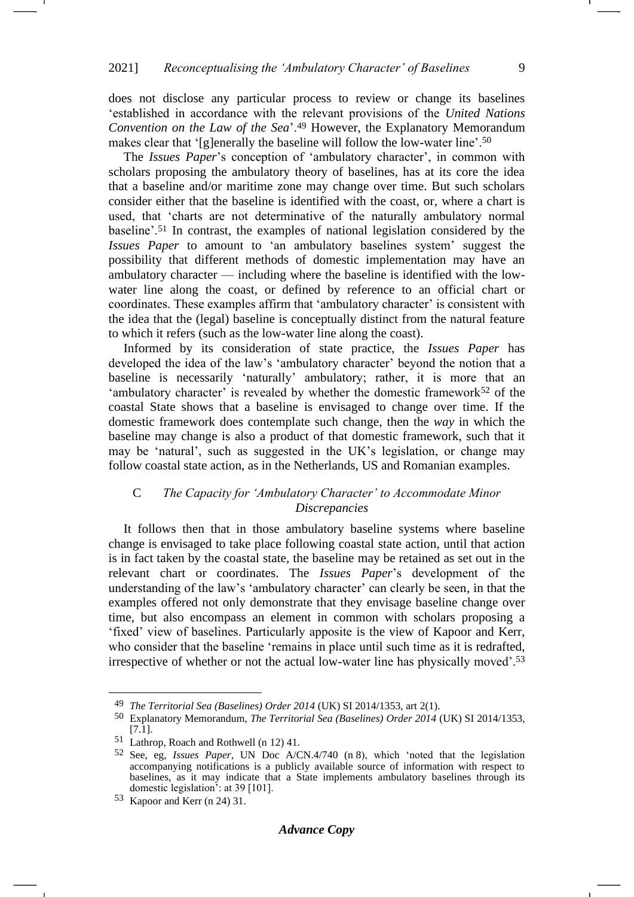does not disclose any particular process to review or change its baselines 'established in accordance with the relevant provisions of the *United Nations Convention on the Law of the Sea*'.[49] However, the Explanatory Memorandum makes clear that '[g]enerally the baseline will follow the low-water line'.[50]

The *Issues Paper*'s conception of 'ambulatory character', in common with scholars proposing the ambulatory theory of baselines, has at its core the idea that a baseline and/or maritime zone may change over time. But such scholars consider either that the baseline is identified with the coast, or, where a chart is used, that 'charts are not determinative of the naturally ambulatory normal baseline'.[51] In contrast, the examples of national legislation considered by the *Issues Paper* to amount to 'an ambulatory baselines system' suggest the possibility that different methods of domestic implementation may have an ambulatory character — including where the baseline is identified with the low-water line along the coast, or defined by reference to an official chart or coordinates. These examples affirm that 'ambulatory character' is consistent with the idea that the (legal) baseline is conceptually distinct from the natural feature to which it refers (such as the low-water line along the coast).

Informed by its consideration of state practice, the *Issues Paper* has developed the idea of the law's 'ambulatory character' beyond the notion that a baseline is necessarily 'naturally' ambulatory; rather, it is more that an 'ambulatory character' is revealed by whether the domestic framework[52] of the coastal State shows that a baseline is envisaged to change over time. If the domestic framework does contemplate such change, then the *way* in which the baseline may change is also a product of that domestic framework, such that it may be 'natural', such as suggested in the UK's legislation, or change may follow coastal state action, as in the Netherlands, US and Romanian examples.

### C *The Capacity for 'Ambulatory Character' to Accommodate Minor Discrepancies*

It follows then that in those ambulatory baseline systems where baseline change is envisaged to take place following coastal state action, until that action is in fact taken by the coastal state, the baseline may be retained as set out in the relevant chart or coordinates. The *Issues Paper*'s development of the understanding of the law's 'ambulatory character' can clearly be seen, in that the examples offered not only demonstrate that they envisage baseline change over time, but also encompass an element in common with scholars proposing a 'fixed' view of baselines. Particularly apposite is the view of Kapoor and Kerr, who consider that the baseline 'remains in place until such time as it is redrafted, irrespective of whether or not the actual low-water line has physically moved'.[53]

---

[49] *The Territorial Sea (Baselines) Order 2014* (UK) SI 2014/1353, art 2(1).

[50] Explanatory Memorandum, *The Territorial Sea (Baselines) Order 2014* (UK) SI 2014/1353, [7.1].

[51] Lathrop, Roach and Rothwell (n 12) 41.

[52] See, eg, *Issues Paper*, UN Doc A/CN.4/740 (n 8), which 'noted that the legislation accompanying notifications is a publicly available source of information with respect to baselines, as it may indicate that a State implements ambulatory baselines through its domestic legislation': at 39 [101].

[53] Kapoor and Kerr (n 24) 31.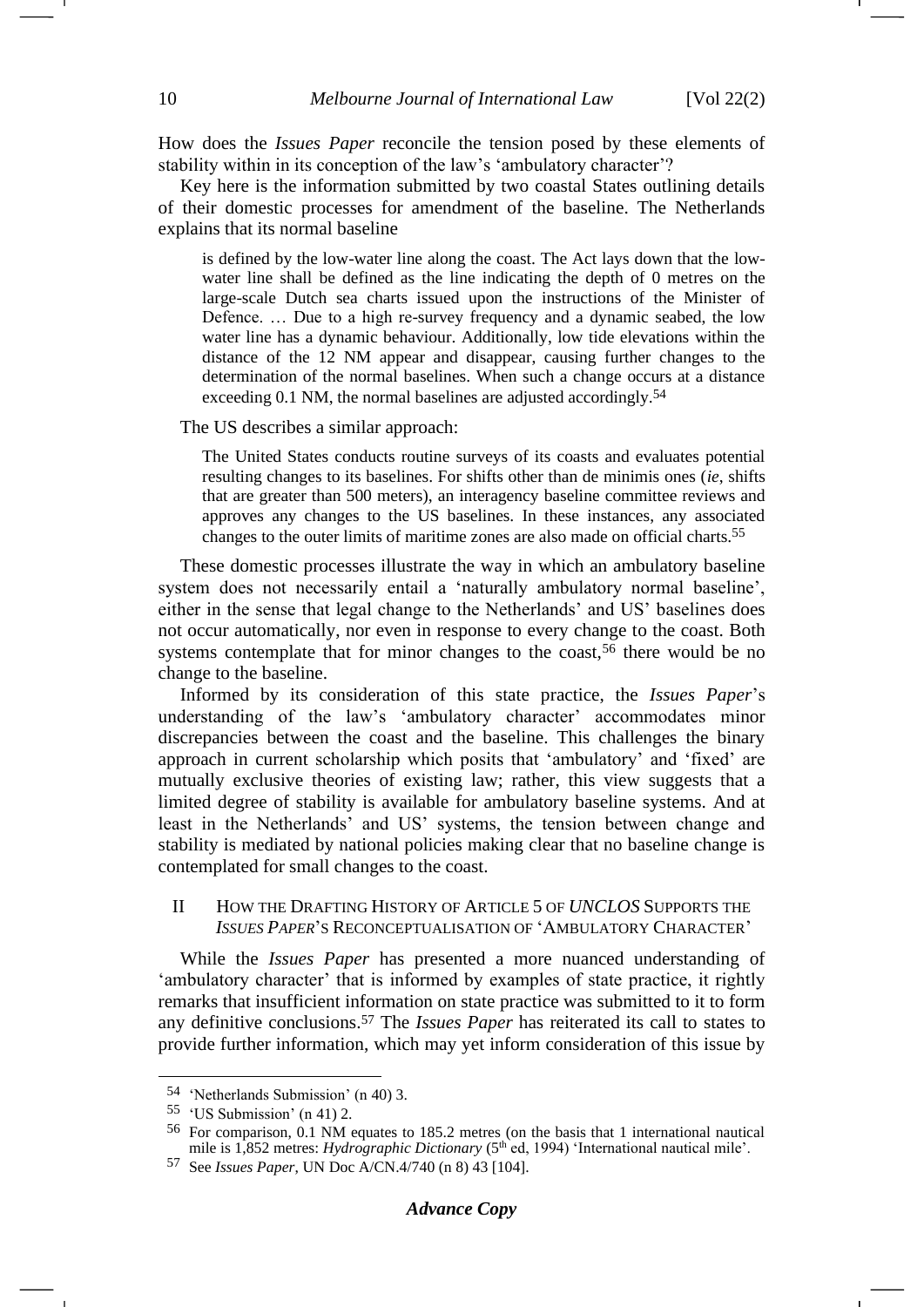How does the *Issues Paper* reconcile the tension posed by these elements of stability within in its conception of the law's 'ambulatory character'?

Key here is the information submitted by two coastal States outlining details of their domestic processes for amendment of the baseline. The Netherlands explains that its normal baseline

> is defined by the low-water line along the coast. The Act lays down that the low-water line shall be defined as the line indicating the depth of 0 metres on the large-scale Dutch sea charts issued upon the instructions of the Minister of Defence. … Due to a high re-survey frequency and a dynamic seabed, the low water line has a dynamic behaviour. Additionally, low tide elevations within the distance of the 12 NM appear and disappear, causing further changes to the determination of the normal baselines. When such a change occurs at a distance exceeding 0.1 NM, the normal baselines are adjusted accordingly.[54]

The US describes a similar approach:

> The United States conducts routine surveys of its coasts and evaluates potential resulting changes to its baselines. For shifts other than de minimis ones (*ie*, shifts that are greater than 500 meters), an interagency baseline committee reviews and approves any changes to the US baselines. In these instances, any associated changes to the outer limits of maritime zones are also made on official charts.[55]

These domestic processes illustrate the way in which an ambulatory baseline system does not necessarily entail a 'naturally ambulatory normal baseline', either in the sense that legal change to the Netherlands' and US' baselines does not occur automatically, nor even in response to every change to the coast. Both systems contemplate that for minor changes to the coast,[56] there would be no change to the baseline.

Informed by its consideration of this state practice, the *Issues Paper*'s understanding of the law's 'ambulatory character' accommodates minor discrepancies between the coast and the baseline. This challenges the binary approach in current scholarship which posits that 'ambulatory' and 'fixed' are mutually exclusive theories of existing law; rather, this view suggests that a limited degree of stability is available for ambulatory baseline systems. And at least in the Netherlands' and US' systems, the tension between change and stability is mediated by national policies making clear that no baseline change is contemplated for small changes to the coast.

## II How the Drafting History of Article 5 of *UNCLOS* Supports the *Issues Paper*'s Reconceptualisation of 'Ambulatory Character'

While the *Issues Paper* has presented a more nuanced understanding of 'ambulatory character' that is informed by examples of state practice, it rightly remarks that insufficient information on state practice was submitted to it to form any definitive conclusions.[57] The *Issues Paper* has reiterated its call to states to provide further information, which may yet inform consideration of this issue by

---

[54] 'Netherlands Submission' (n 40) 3.

[55] 'US Submission' (n 41) 2.

[56] For comparison, 0.1 NM equates to 185.2 metres (on the basis that 1 international nautical mile is 1,852 metres: *Hydrographic Dictionary* (5th ed, 1994) 'International nautical mile'.

[57] See *Issues Paper*, UN Doc A/CN.4/740 (n 8) 43 [104].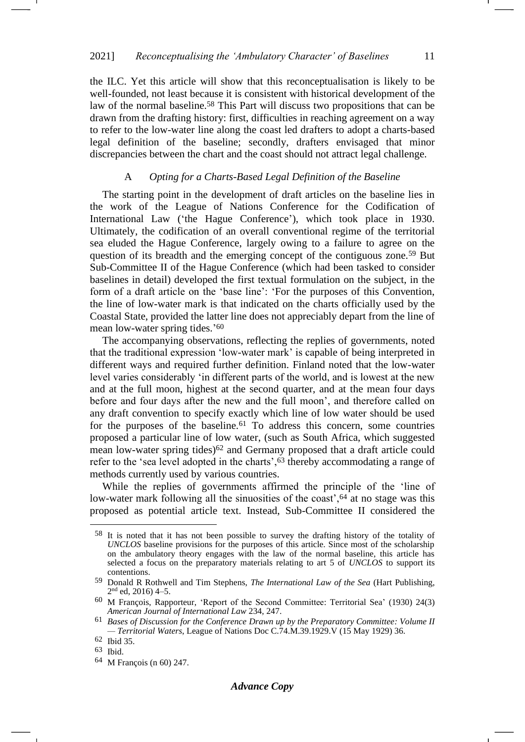the ILC. Yet this article will show that this reconceptualisation is likely to be well-founded, not least because it is consistent with historical development of the law of the normal baseline.[58] This Part will discuss two propositions that can be drawn from the drafting history: first, difficulties in reaching agreement on a way to refer to the low-water line along the coast led drafters to adopt a charts-based legal definition of the baseline; secondly, drafters envisaged that minor discrepancies between the chart and the coast should not attract legal challenge.

### A *Opting for a Charts-Based Legal Definition of the Baseline*

The starting point in the development of draft articles on the baseline lies in the work of the League of Nations Conference for the Codification of International Law ('the Hague Conference'), which took place in 1930. Ultimately, the codification of an overall conventional regime of the territorial sea eluded the Hague Conference, largely owing to a failure to agree on the question of its breadth and the emerging concept of the contiguous zone.[59] But Sub-Committee II of the Hague Conference (which had been tasked to consider baselines in detail) developed the first textual formulation on the subject, in the form of a draft article on the 'base line': 'For the purposes of this Convention, the line of low-water mark is that indicated on the charts officially used by the Coastal State, provided the latter line does not appreciably depart from the line of mean low-water spring tides.'[60]

The accompanying observations, reflecting the replies of governments, noted that the traditional expression 'low-water mark' is capable of being interpreted in different ways and required further definition. Finland noted that the low-water level varies considerably 'in different parts of the world, and is lowest at the new and at the full moon, highest at the second quarter, and at the mean four days before and four days after the new and the full moon', and therefore called on any draft convention to specify exactly which line of low water should be used for the purposes of the baseline.[61] To address this concern, some countries proposed a particular line of low water, (such as South Africa, which suggested mean low-water spring tides)[62] and Germany proposed that a draft article could refer to the 'sea level adopted in the charts',[63] thereby accommodating a range of methods currently used by various countries.

While the replies of governments affirmed the principle of the 'line of low-water mark following all the sinuosities of the coast',[64] at no stage was this proposed as potential article text. Instead, Sub-Committee II considered the

---

[58] It is noted that it has not been possible to survey the drafting history of the totality of *UNCLOS* baseline provisions for the purposes of this article. Since most of the scholarship on the ambulatory theory engages with the law of the normal baseline, this article has selected a focus on the preparatory materials relating to art 5 of *UNCLOS* to support its contentions.

[59] Donald R Rothwell and Tim Stephens, *The International Law of the Sea* (Hart Publishing, 2nd ed, 2016) 4–5.

[60] M François, Rapporteur, 'Report of the Second Committee: Territorial Sea' (1930) 24(3) *American Journal of International Law* 234, 247.

[61] *Bases of Discussion for the Conference Drawn up by the Preparatory Committee: Volume II — Territorial Waters*, League of Nations Doc C.74.M.39.1929.V (15 May 1929) 36.

[62] Ibid 35.

[63] Ibid.

[64] M François (n 60) 247.

***Advance Copy***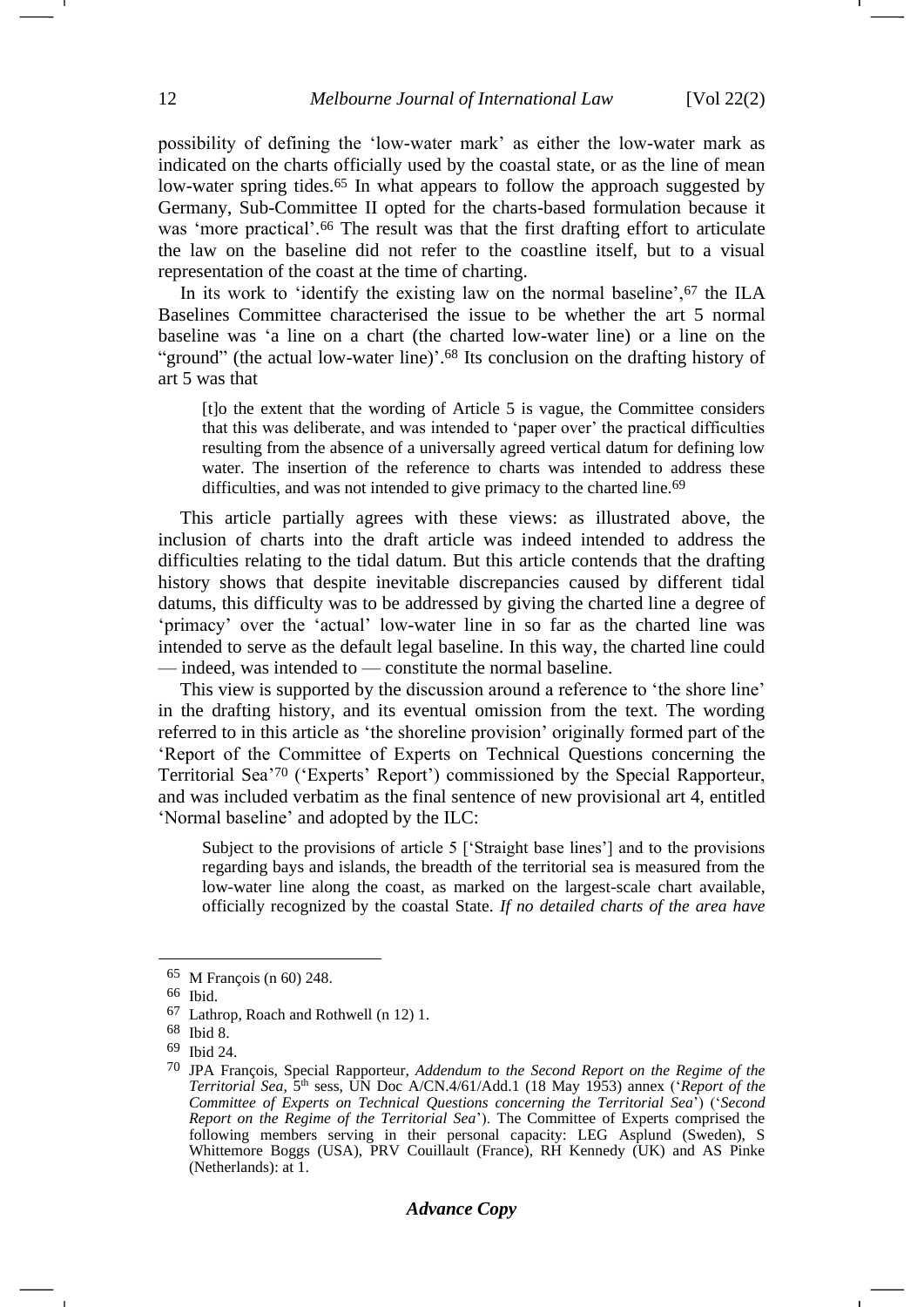possibility of defining the 'low-water mark' as either the low-water mark as indicated on the charts officially used by the coastal state, or as the line of mean low-water spring tides.[65] In what appears to follow the approach suggested by Germany, Sub-Committee II opted for the charts-based formulation because it was 'more practical'.[66] The result was that the first drafting effort to articulate the law on the baseline did not refer to the coastline itself, but to a visual representation of the coast at the time of charting.

In its work to 'identify the existing law on the normal baseline',[67] the ILA Baselines Committee characterised the issue to be whether the art 5 normal baseline was 'a line on a chart (the charted low-water line) or a line on the "ground" (the actual low-water line)'.[68] Its conclusion on the drafting history of art 5 was that

> [t]o the extent that the wording of Article 5 is vague, the Committee considers that this was deliberate, and was intended to 'paper over' the practical difficulties resulting from the absence of a universally agreed vertical datum for defining low water. The insertion of the reference to charts was intended to address these difficulties, and was not intended to give primacy to the charted line.[69]

This article partially agrees with these views: as illustrated above, the inclusion of charts into the draft article was indeed intended to address the difficulties relating to the tidal datum. But this article contends that the drafting history shows that despite inevitable discrepancies caused by different tidal datums, this difficulty was to be addressed by giving the charted line a degree of 'primacy' over the 'actual' low-water line in so far as the charted line was intended to serve as the default legal baseline. In this way, the charted line could — indeed, was intended to — constitute the normal baseline.

This view is supported by the discussion around a reference to 'the shore line' in the drafting history, and its eventual omission from the text. The wording referred to in this article as 'the shoreline provision' originally formed part of the 'Report of the Committee of Experts on Technical Questions concerning the Territorial Sea'[70] ('Experts' Report') commissioned by the Special Rapporteur, and was included verbatim as the final sentence of new provisional art 4, entitled 'Normal baseline' and adopted by the ILC:

> Subject to the provisions of article 5 ['Straight base lines'] and to the provisions regarding bays and islands, the breadth of the territorial sea is measured from the low-water line along the coast, as marked on the largest-scale chart available, officially recognized by the coastal State. *If no detailed charts of the area have*

---

65 M François (n 60) 248.

66 Ibid.

67 Lathrop, Roach and Rothwell (n 12) 1.

68 Ibid 8.

69 Ibid 24.

70 JPA François, Special Rapporteur, *Addendum to the Second Report on the Regime of the Territorial Sea*, 5th sess, UN Doc A/CN.4/61/Add.1 (18 May 1953) annex ('*Report of the Committee of Experts on Technical Questions concerning the Territorial Sea*') ('*Second Report on the Regime of the Territorial Sea*'). The Committee of Experts comprised the following members serving in their personal capacity: LEG Asplund (Sweden), S Whittemore Boggs (USA), PRV Couillault (France), RH Kennedy (UK) and AS Pinke (Netherlands): at 1.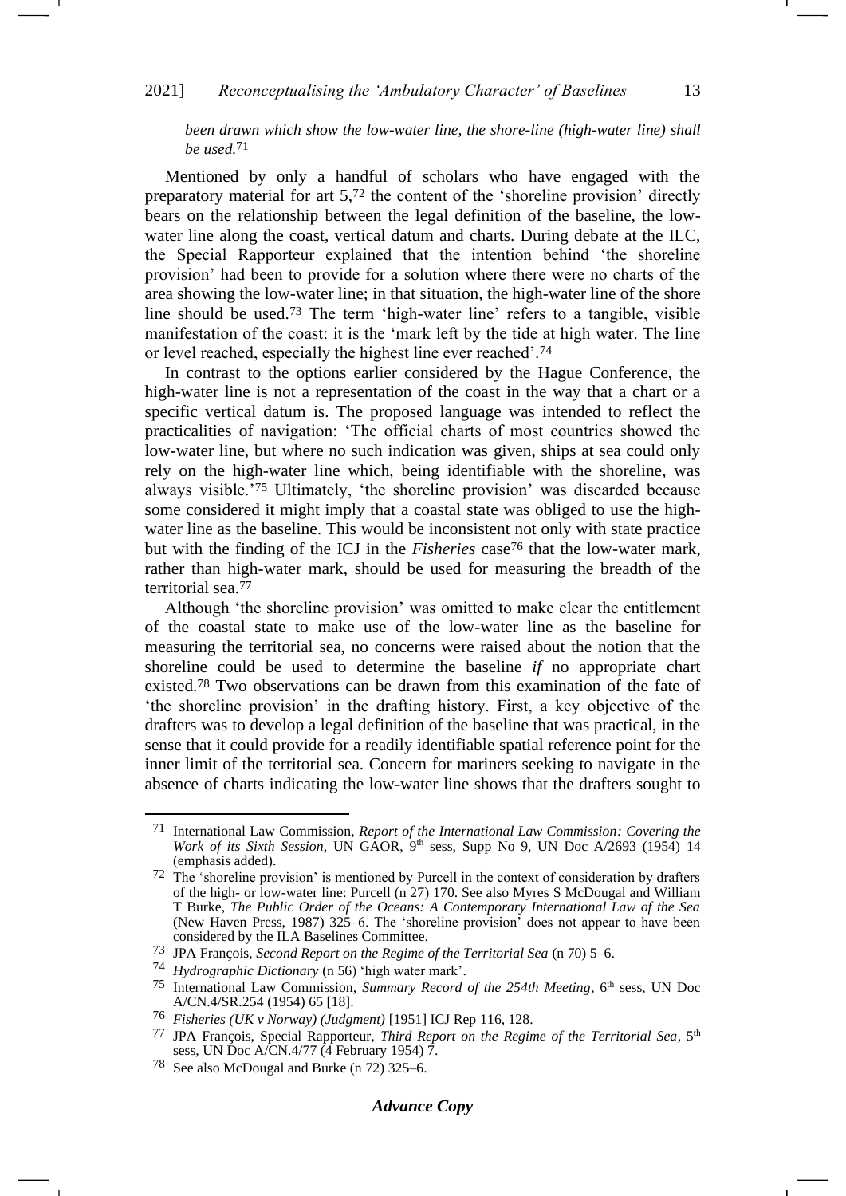*been drawn which show the low-water line, the shore-line (high-water line) shall be used.*[71]

Mentioned by only a handful of scholars who have engaged with the preparatory material for art 5,[72] the content of the 'shoreline provision' directly bears on the relationship between the legal definition of the baseline, the low-water line along the coast, vertical datum and charts. During debate at the ILC, the Special Rapporteur explained that the intention behind 'the shoreline provision' had been to provide for a solution where there were no charts of the area showing the low-water line; in that situation, the high-water line of the shore line should be used.[73] The term 'high-water line' refers to a tangible, visible manifestation of the coast: it is the 'mark left by the tide at high water. The line or level reached, especially the highest line ever reached'.[74]

In contrast to the options earlier considered by the Hague Conference, the high-water line is not a representation of the coast in the way that a chart or a specific vertical datum is. The proposed language was intended to reflect the practicalities of navigation: 'The official charts of most countries showed the low-water line, but where no such indication was given, ships at sea could only rely on the high-water line which, being identifiable with the shoreline, was always visible.'[75] Ultimately, 'the shoreline provision' was discarded because some considered it might imply that a coastal state was obliged to use the high-water line as the baseline. This would be inconsistent not only with state practice but with the finding of the ICJ in the *Fisheries* case[76] that the low-water mark, rather than high-water mark, should be used for measuring the breadth of the territorial sea.[77]

Although 'the shoreline provision' was omitted to make clear the entitlement of the coastal state to make use of the low-water line as the baseline for measuring the territorial sea, no concerns were raised about the notion that the shoreline could be used to determine the baseline *if* no appropriate chart existed.[78] Two observations can be drawn from this examination of the fate of 'the shoreline provision' in the drafting history. First, a key objective of the drafters was to develop a legal definition of the baseline that was practical, in the sense that it could provide for a readily identifiable spatial reference point for the inner limit of the territorial sea. Concern for mariners seeking to navigate in the absence of charts indicating the low-water line shows that the drafters sought to

---

[71] International Law Commission, *Report of the International Law Commission: Covering the Work of its Sixth Session*, UN GAOR, 9th sess, Supp No 9, UN Doc A/2693 (1954) 14 (emphasis added).

[72] The 'shoreline provision' is mentioned by Purcell in the context of consideration by drafters of the high- or low-water line: Purcell (n 27) 170. See also Myres S McDougal and William T Burke, *The Public Order of the Oceans: A Contemporary International Law of the Sea* (New Haven Press, 1987) 325–6. The 'shoreline provision' does not appear to have been considered by the ILA Baselines Committee.

[73] JPA François, *Second Report on the Regime of the Territorial Sea* (n 70) 5–6.

[74] *Hydrographic Dictionary* (n 56) 'high water mark'.

[75] International Law Commission, *Summary Record of the 254th Meeting*, 6th sess, UN Doc A/CN.4/SR.254 (1954) 65 [18].

[76] *Fisheries (UK v Norway) (Judgment)* [1951] ICJ Rep 116, 128.

[77] JPA François, Special Rapporteur, *Third Report on the Regime of the Territorial Sea*, 5th sess, UN Doc A/CN.4/77 (4 February 1954) 7.

[78] See also McDougal and Burke (n 72) 325–6.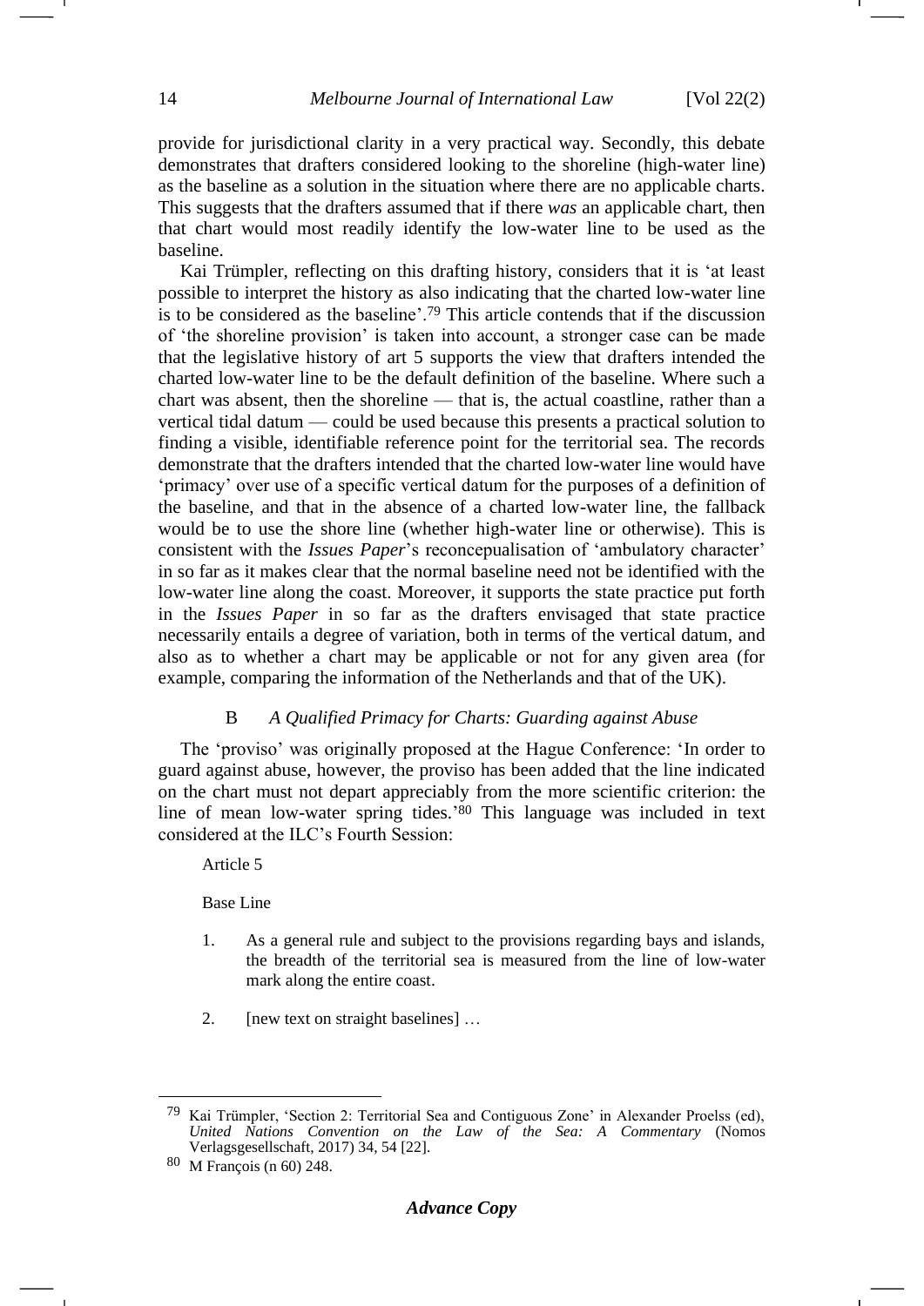provide for jurisdictional clarity in a very practical way. Secondly, this debate demonstrates that drafters considered looking to the shoreline (high-water line) as the baseline as a solution in the situation where there are no applicable charts. This suggests that the drafters assumed that if there *was* an applicable chart, then that chart would most readily identify the low-water line to be used as the baseline.

Kai Trümpler, reflecting on this drafting history, considers that it is 'at least possible to interpret the history as also indicating that the charted low-water line is to be considered as the baseline'.[79] This article contends that if the discussion of 'the shoreline provision' is taken into account, a stronger case can be made that the legislative history of art 5 supports the view that drafters intended the charted low-water line to be the default definition of the baseline. Where such a chart was absent, then the shoreline — that is, the actual coastline, rather than a vertical tidal datum — could be used because this presents a practical solution to finding a visible, identifiable reference point for the territorial sea. The records demonstrate that the drafters intended that the charted low-water line would have 'primacy' over use of a specific vertical datum for the purposes of a definition of the baseline, and that in the absence of a charted low-water line, the fallback would be to use the shore line (whether high-water line or otherwise). This is consistent with the *Issues Paper*'s reconcepualisation of 'ambulatory character' in so far as it makes clear that the normal baseline need not be identified with the low-water line along the coast. Moreover, it supports the state practice put forth in the *Issues Paper* in so far as the drafters envisaged that state practice necessarily entails a degree of variation, both in terms of the vertical datum, and also as to whether a chart may be applicable or not for any given area (for example, comparing the information of the Netherlands and that of the UK).

### B *A Qualified Primacy for Charts: Guarding against Abuse*

The 'proviso' was originally proposed at the Hague Conference: 'In order to guard against abuse, however, the proviso has been added that the line indicated on the chart must not depart appreciably from the more scientific criterion: the line of mean low-water spring tides.'[80] This language was included in text considered at the ILC's Fourth Session:

> Article 5
>
> Base Line
>
> 1. As a general rule and subject to the provisions regarding bays and islands, the breadth of the territorial sea is measured from the line of low-water mark along the entire coast.
>
> 2. [new text on straight baselines] …

---

[79] Kai Trümpler, 'Section 2: Territorial Sea and Contiguous Zone' in Alexander Proelss (ed), *United Nations Convention on the Law of the Sea: A Commentary* (Nomos Verlagsgesellschaft, 2017) 34, 54 [22].

[80] M François (n 60) 248.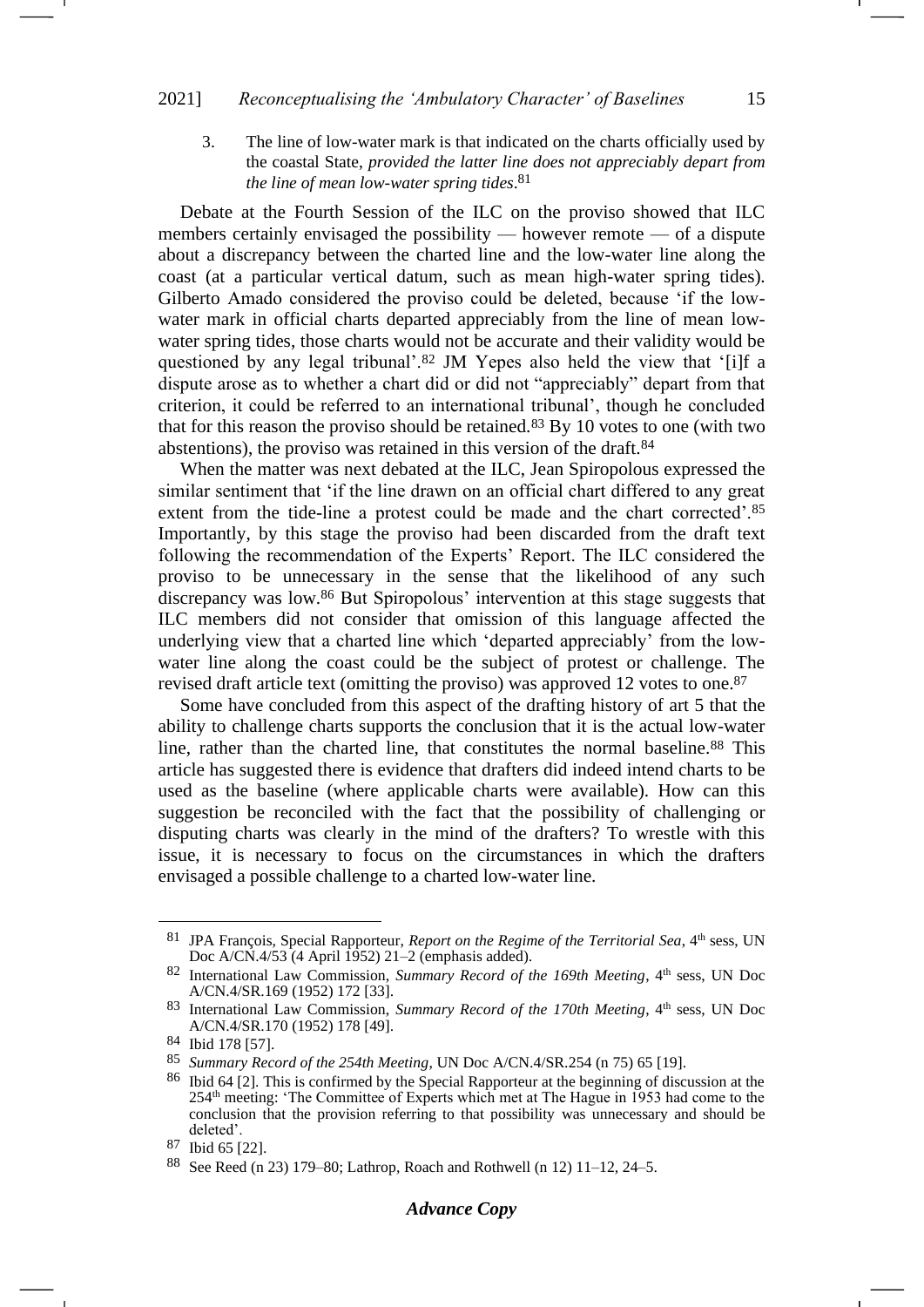3. The line of low-water mark is that indicated on the charts officially used by the coastal State, *provided the latter line does not appreciably depart from the line of mean low-water spring tides*.[81]

Debate at the Fourth Session of the ILC on the proviso showed that ILC members certainly envisaged the possibility — however remote — of a dispute about a discrepancy between the charted line and the low-water line along the coast (at a particular vertical datum, such as mean high-water spring tides). Gilberto Amado considered the proviso could be deleted, because 'if the low-water mark in official charts departed appreciably from the line of mean low-water spring tides, those charts would not be accurate and their validity would be questioned by any legal tribunal'.[82] JM Yepes also held the view that '[i]f a dispute arose as to whether a chart did or did not "appreciably" depart from that criterion, it could be referred to an international tribunal', though he concluded that for this reason the proviso should be retained.[83] By 10 votes to one (with two abstentions), the proviso was retained in this version of the draft.[84]

When the matter was next debated at the ILC, Jean Spiropolous expressed the similar sentiment that 'if the line drawn on an official chart differed to any great extent from the tide-line a protest could be made and the chart corrected'.[85] Importantly, by this stage the proviso had been discarded from the draft text following the recommendation of the Experts' Report. The ILC considered the proviso to be unnecessary in the sense that the likelihood of any such discrepancy was low.[86] But Spiropolous' intervention at this stage suggests that ILC members did not consider that omission of this language affected the underlying view that a charted line which 'departed appreciably' from the low-water line along the coast could be the subject of protest or challenge. The revised draft article text (omitting the proviso) was approved 12 votes to one.[87]

Some have concluded from this aspect of the drafting history of art 5 that the ability to challenge charts supports the conclusion that it is the actual low-water line, rather than the charted line, that constitutes the normal baseline.[88] This article has suggested there is evidence that drafters did indeed intend charts to be used as the baseline (where applicable charts were available). How can this suggestion be reconciled with the fact that the possibility of challenging or disputing charts was clearly in the mind of the drafters? To wrestle with this issue, it is necessary to focus on the circumstances in which the drafters envisaged a possible challenge to a charted low-water line.

---

81 JPA François, Special Rapporteur, *Report on the Regime of the Territorial Sea*, 4th sess, UN Doc A/CN.4/53 (4 April 1952) 21–2 (emphasis added).

82 International Law Commission, *Summary Record of the 169th Meeting*, 4th sess, UN Doc A/CN.4/SR.169 (1952) 172 [33].

83 International Law Commission, *Summary Record of the 170th Meeting*, 4th sess, UN Doc A/CN.4/SR.170 (1952) 178 [49].

84 Ibid 178 [57].

85 *Summary Record of the 254th Meeting*, UN Doc A/CN.4/SR.254 (n 75) 65 [19].

86 Ibid 64 [2]. This is confirmed by the Special Rapporteur at the beginning of discussion at the 254th meeting: 'The Committee of Experts which met at The Hague in 1953 had come to the conclusion that the provision referring to that possibility was unnecessary and should be deleted'.

87 Ibid 65 [22].

88 See Reed (n 23) 179–80; Lathrop, Roach and Rothwell (n 12) 11–12, 24–5.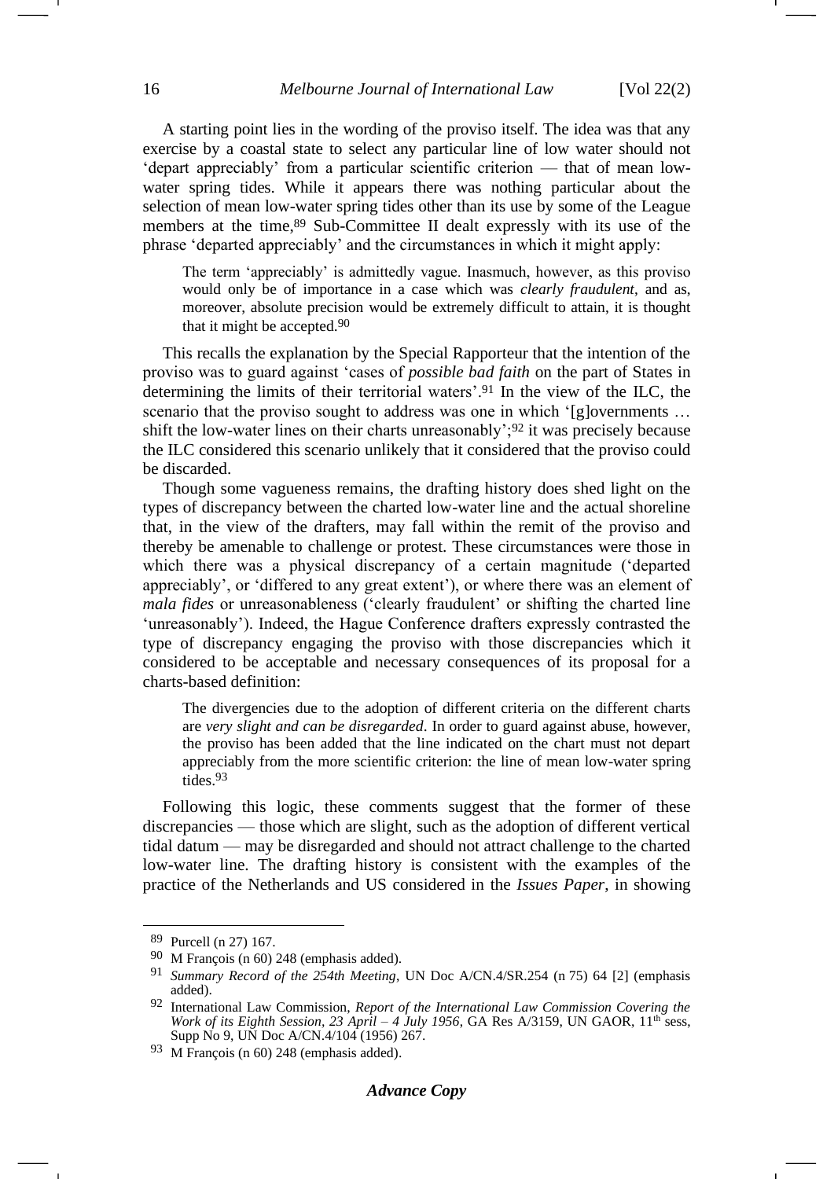A starting point lies in the wording of the proviso itself. The idea was that any exercise by a coastal state to select any particular line of low water should not 'depart appreciably' from a particular scientific criterion — that of mean low-water spring tides. While it appears there was nothing particular about the selection of mean low-water spring tides other than its use by some of the League members at the time,[89] Sub-Committee II dealt expressly with its use of the phrase 'departed appreciably' and the circumstances in which it might apply:

> The term 'appreciably' is admittedly vague. Inasmuch, however, as this proviso would only be of importance in a case which was *clearly fraudulent*, and as, moreover, absolute precision would be extremely difficult to attain, it is thought that it might be accepted.[90]

This recalls the explanation by the Special Rapporteur that the intention of the proviso was to guard against 'cases of *possible bad faith* on the part of States in determining the limits of their territorial waters'.[91] In the view of the ILC, the scenario that the proviso sought to address was one in which '[g]overnments … shift the low-water lines on their charts unreasonably';[92] it was precisely because the ILC considered this scenario unlikely that it considered that the proviso could be discarded.

Though some vagueness remains, the drafting history does shed light on the types of discrepancy between the charted low-water line and the actual shoreline that, in the view of the drafters, may fall within the remit of the proviso and thereby be amenable to challenge or protest. These circumstances were those in which there was a physical discrepancy of a certain magnitude ('departed appreciably', or 'differed to any great extent'), or where there was an element of *mala fides* or unreasonableness ('clearly fraudulent' or shifting the charted line 'unreasonably'). Indeed, the Hague Conference drafters expressly contrasted the type of discrepancy engaging the proviso with those discrepancies which it considered to be acceptable and necessary consequences of its proposal for a charts-based definition:

> The divergencies due to the adoption of different criteria on the different charts are *very slight and can be disregarded*. In order to guard against abuse, however, the proviso has been added that the line indicated on the chart must not depart appreciably from the more scientific criterion: the line of mean low-water spring tides.[93]

Following this logic, these comments suggest that the former of these discrepancies — those which are slight, such as the adoption of different vertical tidal datum — may be disregarded and should not attract challenge to the charted low-water line. The drafting history is consistent with the examples of the practice of the Netherlands and US considered in the *Issues Paper*, in showing

---

[89] Purcell (n 27) 167.

[90] M François (n 60) 248 (emphasis added).

[91] *Summary Record of the 254th Meeting*, UN Doc A/CN.4/SR.254 (n 75) 64 [2] (emphasis added).

[92] International Law Commission, *Report of the International Law Commission Covering the Work of its Eighth Session, 23 April – 4 July 1956*, GA Res A/3159, UN GAOR, 11th sess, Supp No 9, UN Doc A/CN.4/104 (1956) 267.

[93] M François (n 60) 248 (emphasis added).

***Advance Copy***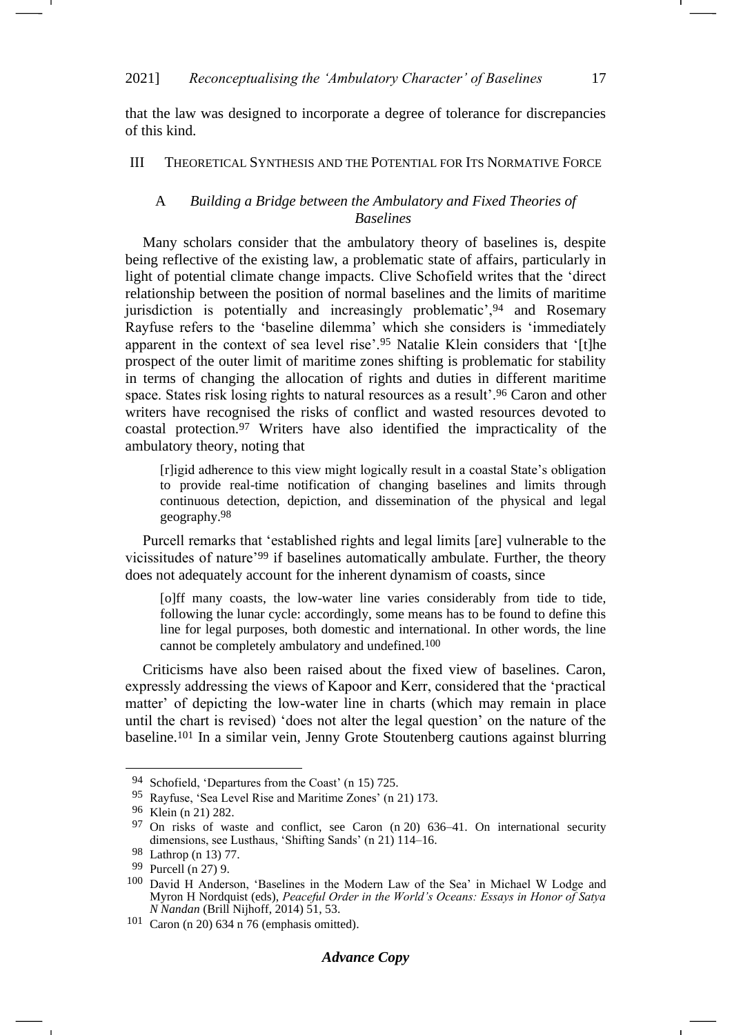that the law was designed to incorporate a degree of tolerance for discrepancies of this kind.

## III THEORETICAL SYNTHESIS AND THE POTENTIAL FOR ITS NORMATIVE FORCE

### A *Building a Bridge between the Ambulatory and Fixed Theories of Baselines*

Many scholars consider that the ambulatory theory of baselines is, despite being reflective of the existing law, a problematic state of affairs, particularly in light of potential climate change impacts. Clive Schofield writes that the 'direct relationship between the position of normal baselines and the limits of maritime jurisdiction is potentially and increasingly problematic',[94] and Rosemary Rayfuse refers to the 'baseline dilemma' which she considers is 'immediately apparent in the context of sea level rise'.[95] Natalie Klein considers that '[t]he prospect of the outer limit of maritime zones shifting is problematic for stability in terms of changing the allocation of rights and duties in different maritime space. States risk losing rights to natural resources as a result'.[96] Caron and other writers have recognised the risks of conflict and wasted resources devoted to coastal protection.[97] Writers have also identified the impracticality of the ambulatory theory, noting that

> [r]igid adherence to this view might logically result in a coastal State's obligation to provide real-time notification of changing baselines and limits through continuous detection, depiction, and dissemination of the physical and legal geography.[98]

Purcell remarks that 'established rights and legal limits [are] vulnerable to the vicissitudes of nature'[99] if baselines automatically ambulate. Further, the theory does not adequately account for the inherent dynamism of coasts, since

> [o]ff many coasts, the low-water line varies considerably from tide to tide, following the lunar cycle: accordingly, some means has to be found to define this line for legal purposes, both domestic and international. In other words, the line cannot be completely ambulatory and undefined.[100]

Criticisms have also been raised about the fixed view of baselines. Caron, expressly addressing the views of Kapoor and Kerr, considered that the 'practical matter' of depicting the low-water line in charts (which may remain in place until the chart is revised) 'does not alter the legal question' on the nature of the baseline.[101] In a similar vein, Jenny Grote Stoutenberg cautions against blurring

---

94 Schofield, 'Departures from the Coast' (n 15) 725.

95 Rayfuse, 'Sea Level Rise and Maritime Zones' (n 21) 173.

96 Klein (n 21) 282.

97 On risks of waste and conflict, see Caron (n 20) 636–41. On international security dimensions, see Lusthaus, 'Shifting Sands' (n 21) 114–16.

98 Lathrop (n 13) 77.

99 Purcell (n 27) 9.

100 David H Anderson, 'Baselines in the Modern Law of the Sea' in Michael W Lodge and Myron H Nordquist (eds), *Peaceful Order in the World's Oceans: Essays in Honor of Satya N Nandan* (Brill Nijhoff, 2014) 51, 53.

101 Caron (n 20) 634 n 76 (emphasis omitted).

*Advance Copy*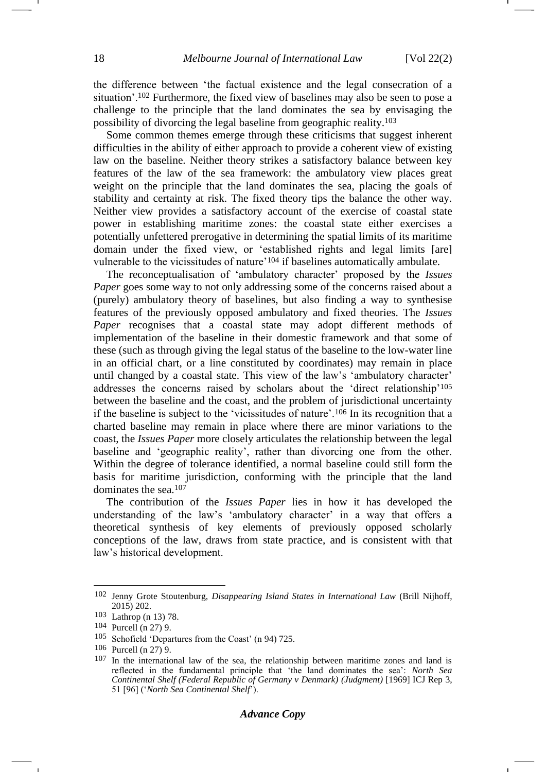the difference between 'the factual existence and the legal consecration of a situation'.[102] Furthermore, the fixed view of baselines may also be seen to pose a challenge to the principle that the land dominates the sea by envisaging the possibility of divorcing the legal baseline from geographic reality.[103]

Some common themes emerge through these criticisms that suggest inherent difficulties in the ability of either approach to provide a coherent view of existing law on the baseline. Neither theory strikes a satisfactory balance between key features of the law of the sea framework: the ambulatory view places great weight on the principle that the land dominates the sea, placing the goals of stability and certainty at risk. The fixed theory tips the balance the other way. Neither view provides a satisfactory account of the exercise of coastal state power in establishing maritime zones: the coastal state either exercises a potentially unfettered prerogative in determining the spatial limits of its maritime domain under the fixed view, or 'established rights and legal limits [are] vulnerable to the vicissitudes of nature'[104] if baselines automatically ambulate.

The reconceptualisation of 'ambulatory character' proposed by the *Issues Paper* goes some way to not only addressing some of the concerns raised about a (purely) ambulatory theory of baselines, but also finding a way to synthesise features of the previously opposed ambulatory and fixed theories. The *Issues Paper* recognises that a coastal state may adopt different methods of implementation of the baseline in their domestic framework and that some of these (such as through giving the legal status of the baseline to the low-water line in an official chart, or a line constituted by coordinates) may remain in place until changed by a coastal state. This view of the law's 'ambulatory character' addresses the concerns raised by scholars about the 'direct relationship'[105] between the baseline and the coast, and the problem of jurisdictional uncertainty if the baseline is subject to the 'vicissitudes of nature'.[106] In its recognition that a charted baseline may remain in place where there are minor variations to the coast, the *Issues Paper* more closely articulates the relationship between the legal baseline and 'geographic reality', rather than divorcing one from the other. Within the degree of tolerance identified, a normal baseline could still form the basis for maritime jurisdiction, conforming with the principle that the land dominates the sea.[107]

The contribution of the *Issues Paper* lies in how it has developed the understanding of the law's 'ambulatory character' in a way that offers a theoretical synthesis of key elements of previously opposed scholarly conceptions of the law, draws from state practice, and is consistent with that law's historical development.

---

[102] Jenny Grote Stoutenburg, *Disappearing Island States in International Law* (Brill Nijhoff, 2015) 202.

[103] Lathrop (n 13) 78.

[104] Purcell (n 27) 9.

[105] Schofield 'Departures from the Coast' (n 94) 725.

[106] Purcell (n 27) 9.

[107] In the international law of the sea, the relationship between maritime zones and land is reflected in the fundamental principle that 'the land dominates the sea': *North Sea Continental Shelf (Federal Republic of Germany v Denmark) (Judgment)* [1969] ICJ Rep 3, 51 [96] ('*North Sea Continental Shelf*').

***Advance Copy***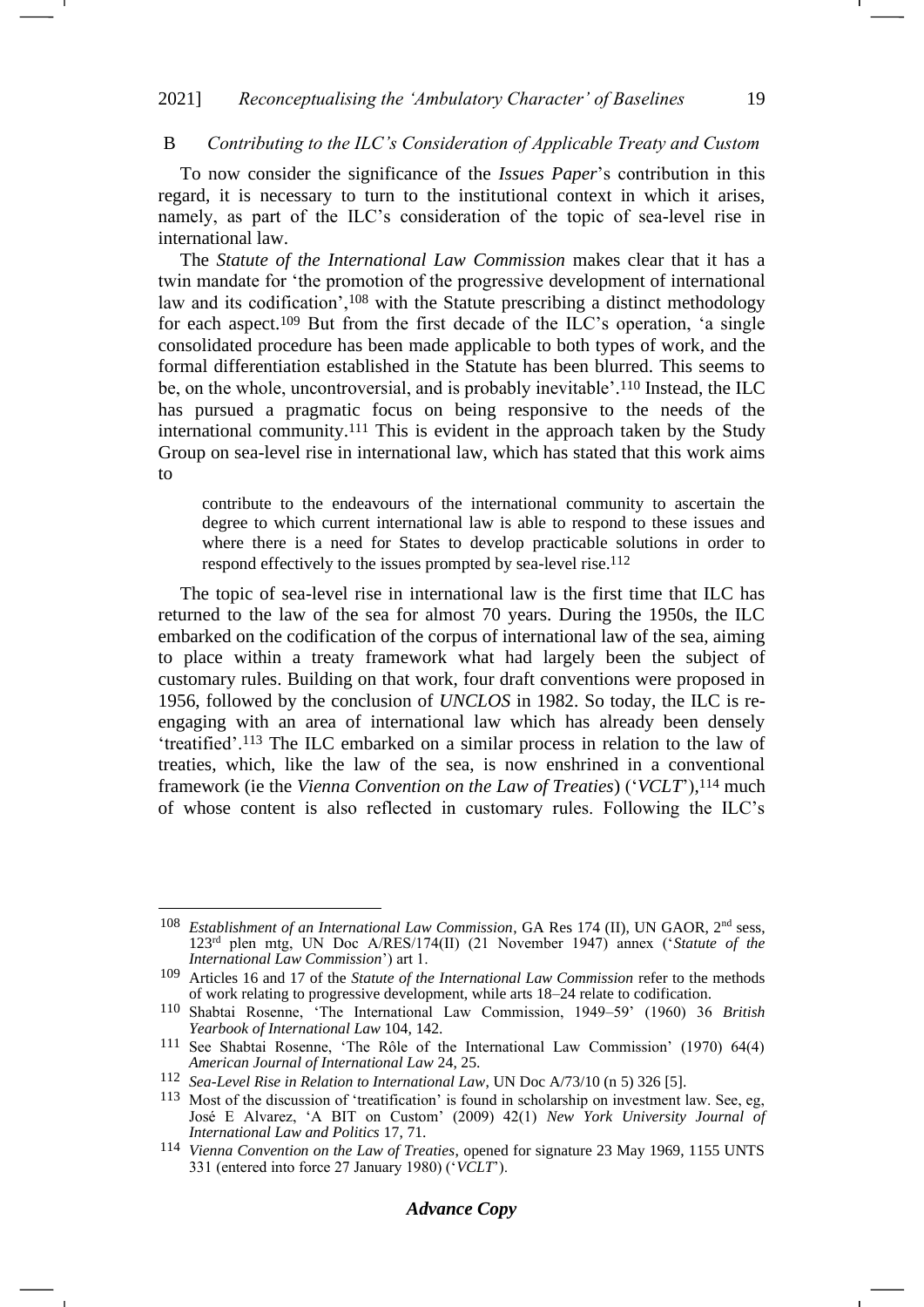### B *Contributing to the ILC's Consideration of Applicable Treaty and Custom*

To now consider the significance of the *Issues Paper*'s contribution in this regard, it is necessary to turn to the institutional context in which it arises, namely, as part of the ILC's consideration of the topic of sea-level rise in international law.

The *Statute of the International Law Commission* makes clear that it has a twin mandate for 'the promotion of the progressive development of international law and its codification',[108] with the Statute prescribing a distinct methodology for each aspect.[109] But from the first decade of the ILC's operation, 'a single consolidated procedure has been made applicable to both types of work, and the formal differentiation established in the Statute has been blurred. This seems to be, on the whole, uncontroversial, and is probably inevitable'.[110] Instead, the ILC has pursued a pragmatic focus on being responsive to the needs of the international community.[111] This is evident in the approach taken by the Study Group on sea-level rise in international law, which has stated that this work aims to

> contribute to the endeavours of the international community to ascertain the degree to which current international law is able to respond to these issues and where there is a need for States to develop practicable solutions in order to respond effectively to the issues prompted by sea-level rise.[112]

The topic of sea-level rise in international law is the first time that ILC has returned to the law of the sea for almost 70 years. During the 1950s, the ILC embarked on the codification of the corpus of international law of the sea, aiming to place within a treaty framework what had largely been the subject of customary rules. Building on that work, four draft conventions were proposed in 1956, followed by the conclusion of *UNCLOS* in 1982. So today, the ILC is re-engaging with an area of international law which has already been densely 'treatified'.[113] The ILC embarked on a similar process in relation to the law of treaties, which, like the law of the sea, is now enshrined in a conventional framework (ie the *Vienna Convention on the Law of Treaties*) ('*VCLT*'),[114] much of whose content is also reflected in customary rules. Following the ILC's

---

[108] *Establishment of an International Law Commission*, GA Res 174 (II), UN GAOR, 2nd sess, 123rd plen mtg, UN Doc A/RES/174(II) (21 November 1947) annex ('*Statute of the International Law Commission*') art 1.

[109] Articles 16 and 17 of the *Statute of the International Law Commission* refer to the methods of work relating to progressive development, while arts 18–24 relate to codification.

[110] Shabtai Rosenne, 'The International Law Commission, 1949–59' (1960) 36 *British Yearbook of International Law* 104, 142.

[111] See Shabtai Rosenne, 'The Rôle of the International Law Commission' (1970) 64(4) *American Journal of International Law* 24, 25.

[112] *Sea-Level Rise in Relation to International Law*, UN Doc A/73/10 (n 5) 326 [5].

[113] Most of the discussion of 'treatification' is found in scholarship on investment law. See, eg, José E Alvarez, 'A BIT on Custom' (2009) 42(1) *New York University Journal of International Law and Politics* 17, 71.

[114] *Vienna Convention on the Law of Treaties*, opened for signature 23 May 1969, 1155 UNTS 331 (entered into force 27 January 1980) ('*VCLT*').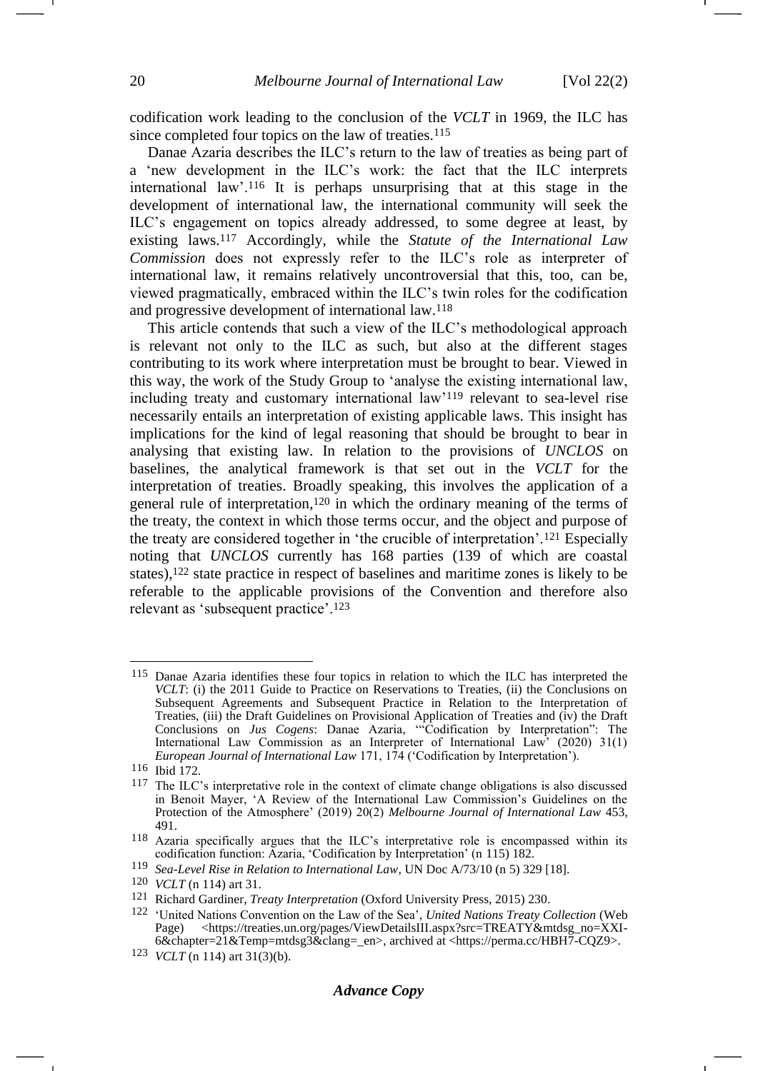codification work leading to the conclusion of the *VCLT* in 1969, the ILC has since completed four topics on the law of treaties.[115]

Danae Azaria describes the ILC's return to the law of treaties as being part of a 'new development in the ILC's work: the fact that the ILC interprets international law'.[116] It is perhaps unsurprising that at this stage in the development of international law, the international community will seek the ILC's engagement on topics already addressed, to some degree at least, by existing laws.[117] Accordingly, while the *Statute of the International Law Commission* does not expressly refer to the ILC's role as interpreter of international law, it remains relatively uncontroversial that this, too, can be, viewed pragmatically, embraced within the ILC's twin roles for the codification and progressive development of international law.[118]

This article contends that such a view of the ILC's methodological approach is relevant not only to the ILC as such, but also at the different stages contributing to its work where interpretation must be brought to bear. Viewed in this way, the work of the Study Group to 'analyse the existing international law, including treaty and customary international law'[119] relevant to sea-level rise necessarily entails an interpretation of existing applicable laws. This insight has implications for the kind of legal reasoning that should be brought to bear in analysing that existing law. In relation to the provisions of *UNCLOS* on baselines, the analytical framework is that set out in the *VCLT* for the interpretation of treaties. Broadly speaking, this involves the application of a general rule of interpretation,[120] in which the ordinary meaning of the terms of the treaty, the context in which those terms occur, and the object and purpose of the treaty are considered together in 'the crucible of interpretation'.[121] Especially noting that *UNCLOS* currently has 168 parties (139 of which are coastal states),[122] state practice in respect of baselines and maritime zones is likely to be referable to the applicable provisions of the Convention and therefore also relevant as 'subsequent practice'.[123]

---

[115] Danae Azaria identifies these four topics in relation to which the ILC has interpreted the *VCLT*: (i) the 2011 Guide to Practice on Reservations to Treaties, (ii) the Conclusions on Subsequent Agreements and Subsequent Practice in Relation to the Interpretation of Treaties, (iii) the Draft Guidelines on Provisional Application of Treaties and (iv) the Draft Conclusions on *Jus Cogens*: Danae Azaria, '"Codification by Interpretation": The International Law Commission as an Interpreter of International Law' (2020) 31(1) *European Journal of International Law* 171, 174 ('Codification by Interpretation').

[116] Ibid 172.

[117] The ILC's interpretative role in the context of climate change obligations is also discussed in Benoit Mayer, 'A Review of the International Law Commission's Guidelines on the Protection of the Atmosphere' (2019) 20(2) *Melbourne Journal of International Law* 453, 491.

[118] Azaria specifically argues that the ILC's interpretative role is encompassed within its codification function: Azaria, 'Codification by Interpretation' (n 115) 182.

[119] *Sea-Level Rise in Relation to International Law*, UN Doc A/73/10 (n 5) 329 [18].

[120] *VCLT* (n 114) art 31.

[121] Richard Gardiner, *Treaty Interpretation* (Oxford University Press, 2015) 230.

[122] 'United Nations Convention on the Law of the Sea', *United Nations Treaty Collection* (Web Page) <https://treaties.un.org/pages/ViewDetailsIII.aspx?src=TREATY&mtdsg_no=XXI-6&chapter=21&Temp=mtdsg3&clang=_en>, archived at <https://perma.cc/HBH7-CQZ9>.

[123] *VCLT* (n 114) art 31(3)(b).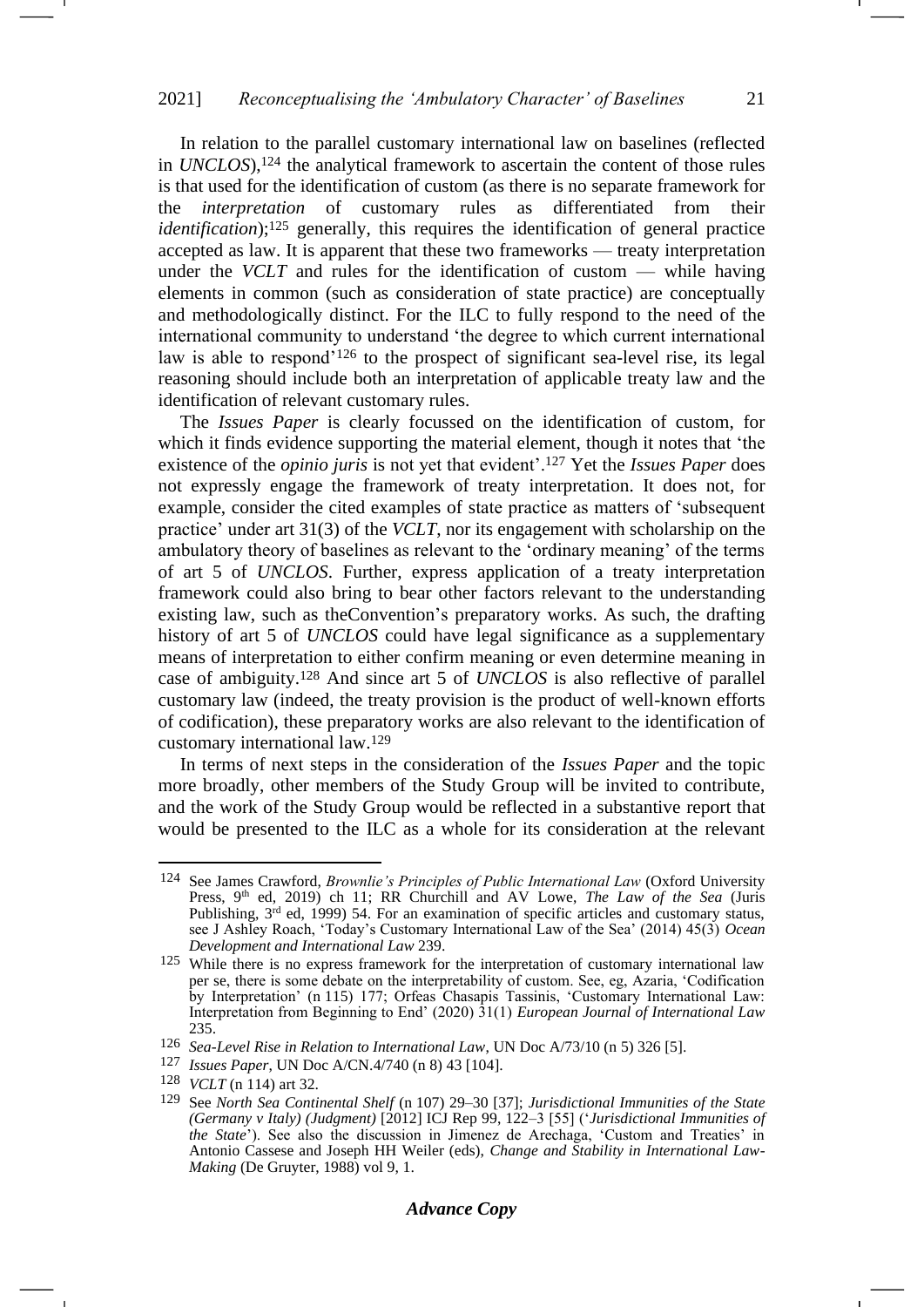In relation to the parallel customary international law on baselines (reflected in *UNCLOS*),[124] the analytical framework to ascertain the content of those rules is that used for the identification of custom (as there is no separate framework for the *interpretation* of customary rules as differentiated from their *identification*);[125] generally, this requires the identification of general practice accepted as law. It is apparent that these two frameworks — treaty interpretation under the *VCLT* and rules for the identification of custom — while having elements in common (such as consideration of state practice) are conceptually and methodologically distinct. For the ILC to fully respond to the need of the international community to understand 'the degree to which current international law is able to respond'[126] to the prospect of significant sea-level rise, its legal reasoning should include both an interpretation of applicable treaty law and the identification of relevant customary rules.

The *Issues Paper* is clearly focussed on the identification of custom, for which it finds evidence supporting the material element, though it notes that 'the existence of the *opinio juris* is not yet that evident'.[127] Yet the *Issues Paper* does not expressly engage the framework of treaty interpretation. It does not, for example, consider the cited examples of state practice as matters of 'subsequent practice' under art 31(3) of the *VCLT*, nor its engagement with scholarship on the ambulatory theory of baselines as relevant to the 'ordinary meaning' of the terms of art 5 of *UNCLOS*. Further, express application of a treaty interpretation framework could also bring to bear other factors relevant to the understanding existing law, such as theConvention's preparatory works. As such, the drafting history of art 5 of *UNCLOS* could have legal significance as a supplementary means of interpretation to either confirm meaning or even determine meaning in case of ambiguity.[128] And since art 5 of *UNCLOS* is also reflective of parallel customary law (indeed, the treaty provision is the product of well-known efforts of codification), these preparatory works are also relevant to the identification of customary international law.[129]

In terms of next steps in the consideration of the *Issues Paper* and the topic more broadly, other members of the Study Group will be invited to contribute, and the work of the Study Group would be reflected in a substantive report that would be presented to the ILC as a whole for its consideration at the relevant

---

[124] See James Crawford, *Brownlie's Principles of Public International Law* (Oxford University Press, 9th ed, 2019) ch 11; RR Churchill and AV Lowe, *The Law of the Sea* (Juris Publishing, 3rd ed, 1999) 54. For an examination of specific articles and customary status, see J Ashley Roach, 'Today's Customary International Law of the Sea' (2014) 45(3) *Ocean Development and International Law* 239.

[125] While there is no express framework for the interpretation of customary international law per se, there is some debate on the interpretability of custom. See, eg, Azaria, 'Codification by Interpretation' (n 115) 177; Orfeas Chasapis Tassinis, 'Customary International Law: Interpretation from Beginning to End' (2020) 31(1) *European Journal of International Law* 235.

[126] *Sea-Level Rise in Relation to International Law*, UN Doc A/73/10 (n 5) 326 [5].

[127] *Issues Paper*, UN Doc A/CN.4/740 (n 8) 43 [104].

[128] *VCLT* (n 114) art 32.

[129] See *North Sea Continental Shelf* (n 107) 29–30 [37]; *Jurisdictional Immunities of the State (Germany v Italy) (Judgment)* [2012] ICJ Rep 99, 122–3 [55] ('*Jurisdictional Immunities of the State*'). See also the discussion in Jimenez de Arechaga, 'Custom and Treaties' in Antonio Cassese and Joseph HH Weiler (eds), *Change and Stability in International Law-Making* (De Gruyter, 1988) vol 9, 1.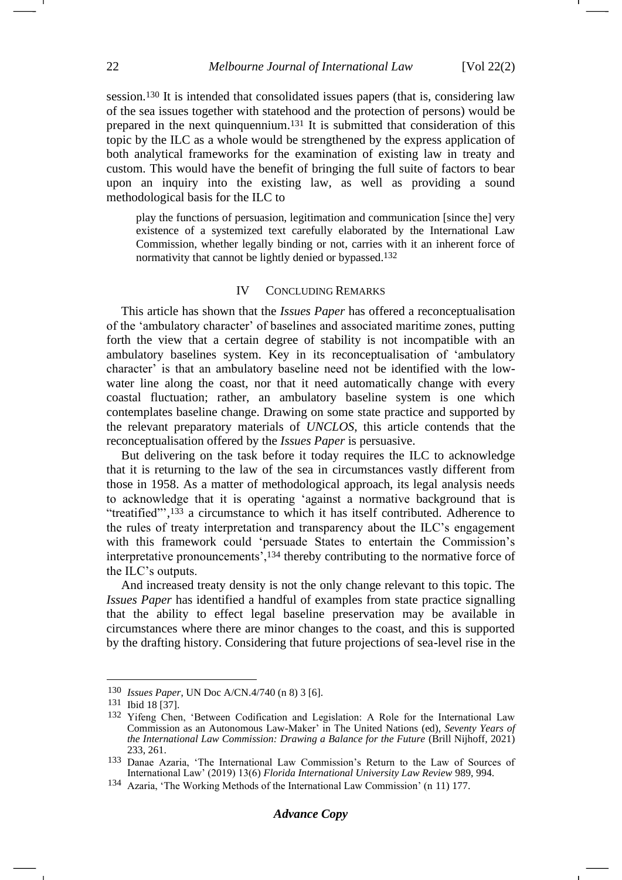session.[130] It is intended that consolidated issues papers (that is, considering law of the sea issues together with statehood and the protection of persons) would be prepared in the next quinquennium.[131] It is submitted that consideration of this topic by the ILC as a whole would be strengthened by the express application of both analytical frameworks for the examination of existing law in treaty and custom. This would have the benefit of bringing the full suite of factors to bear upon an inquiry into the existing law, as well as providing a sound methodological basis for the ILC to

> play the functions of persuasion, legitimation and communication [since the] very existence of a systemized text carefully elaborated by the International Law Commission, whether legally binding or not, carries with it an inherent force of normativity that cannot be lightly denied or bypassed.[132]

## IV Concluding Remarks

This article has shown that the *Issues Paper* has offered a reconceptualisation of the 'ambulatory character' of baselines and associated maritime zones, putting forth the view that a certain degree of stability is not incompatible with an ambulatory baselines system. Key in its reconceptualisation of 'ambulatory character' is that an ambulatory baseline need not be identified with the low-water line along the coast, nor that it need automatically change with every coastal fluctuation; rather, an ambulatory baseline system is one which contemplates baseline change. Drawing on some state practice and supported by the relevant preparatory materials of *UNCLOS*, this article contends that the reconceptualisation offered by the *Issues Paper* is persuasive.

But delivering on the task before it today requires the ILC to acknowledge that it is returning to the law of the sea in circumstances vastly different from those in 1958. As a matter of methodological approach, its legal analysis needs to acknowledge that it is operating 'against a normative background that is "treatified"',[133] a circumstance to which it has itself contributed. Adherence to the rules of treaty interpretation and transparency about the ILC's engagement with this framework could 'persuade States to entertain the Commission's interpretative pronouncements',[134] thereby contributing to the normative force of the ILC's outputs.

And increased treaty density is not the only change relevant to this topic. The *Issues Paper* has identified a handful of examples from state practice signalling that the ability to effect legal baseline preservation may be available in circumstances where there are minor changes to the coast, and this is supported by the drafting history. Considering that future projections of sea-level rise in the

---

130 *Issues Paper*, UN Doc A/CN.4/740 (n 8) 3 [6].

131 Ibid 18 [37].

132 Yifeng Chen, 'Between Codification and Legislation: A Role for the International Law Commission as an Autonomous Law-Maker' in The United Nations (ed), *Seventy Years of the International Law Commission: Drawing a Balance for the Future* (Brill Nijhoff, 2021) 233, 261.

133 Danae Azaria, 'The International Law Commission's Return to the Law of Sources of International Law' (2019) 13(6) *Florida International University Law Review* 989, 994.

134 Azaria, 'The Working Methods of the International Law Commission' (n 11) 177.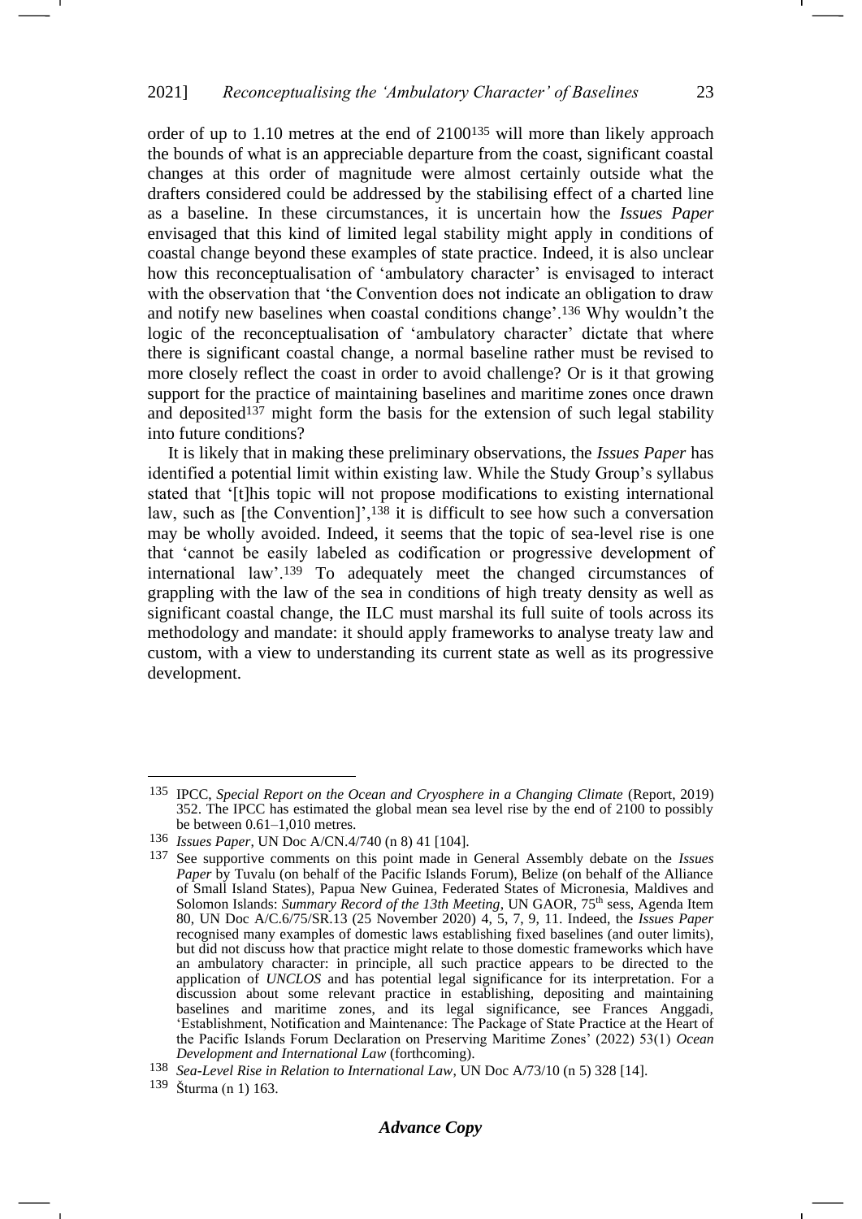order of up to 1.10 metres at the end of 2100[135] will more than likely approach the bounds of what is an appreciable departure from the coast, significant coastal changes at this order of magnitude were almost certainly outside what the drafters considered could be addressed by the stabilising effect of a charted line as a baseline. In these circumstances, it is uncertain how the *Issues Paper* envisaged that this kind of limited legal stability might apply in conditions of coastal change beyond these examples of state practice. Indeed, it is also unclear how this reconceptualisation of 'ambulatory character' is envisaged to interact with the observation that 'the Convention does not indicate an obligation to draw and notify new baselines when coastal conditions change'.[136] Why wouldn't the logic of the reconceptualisation of 'ambulatory character' dictate that where there is significant coastal change, a normal baseline rather must be revised to more closely reflect the coast in order to avoid challenge? Or is it that growing support for the practice of maintaining baselines and maritime zones once drawn and deposited[137] might form the basis for the extension of such legal stability into future conditions?

It is likely that in making these preliminary observations, the *Issues Paper* has identified a potential limit within existing law. While the Study Group's syllabus stated that '[t]his topic will not propose modifications to existing international law, such as [the Convention]',[138] it is difficult to see how such a conversation may be wholly avoided. Indeed, it seems that the topic of sea-level rise is one that 'cannot be easily labeled as codification or progressive development of international law'.[139] To adequately meet the changed circumstances of grappling with the law of the sea in conditions of high treaty density as well as significant coastal change, the ILC must marshal its full suite of tools across its methodology and mandate: it should apply frameworks to analyse treaty law and custom, with a view to understanding its current state as well as its progressive development.

---

[135] IPCC, *Special Report on the Ocean and Cryosphere in a Changing Climate* (Report, 2019) 352. The IPCC has estimated the global mean sea level rise by the end of 2100 to possibly be between 0.61–1,010 metres.

[136] *Issues Paper*, UN Doc A/CN.4/740 (n 8) 41 [104].

[137] See supportive comments on this point made in General Assembly debate on the *Issues Paper* by Tuvalu (on behalf of the Pacific Islands Forum), Belize (on behalf of the Alliance of Small Island States), Papua New Guinea, Federated States of Micronesia, Maldives and Solomon Islands: *Summary Record of the 13th Meeting*, UN GAOR, 75th sess, Agenda Item 80, UN Doc A/C.6/75/SR.13 (25 November 2020) 4, 5, 7, 9, 11. Indeed, the *Issues Paper* recognised many examples of domestic laws establishing fixed baselines (and outer limits), but did not discuss how that practice might relate to those domestic frameworks which have an ambulatory character: in principle, all such practice appears to be directed to the application of *UNCLOS* and has potential legal significance for its interpretation. For a discussion about some relevant practice in establishing, depositing and maintaining baselines and maritime zones, and its legal significance, see Frances Anggadi, 'Establishment, Notification and Maintenance: The Package of State Practice at the Heart of the Pacific Islands Forum Declaration on Preserving Maritime Zones' (2022) 53(1) *Ocean Development and International Law* (forthcoming).

[138] *Sea-Level Rise in Relation to International Law*, UN Doc A/73/10 (n 5) 328 [14].

[139] Šturma (n 1) 163.

***Advance Copy***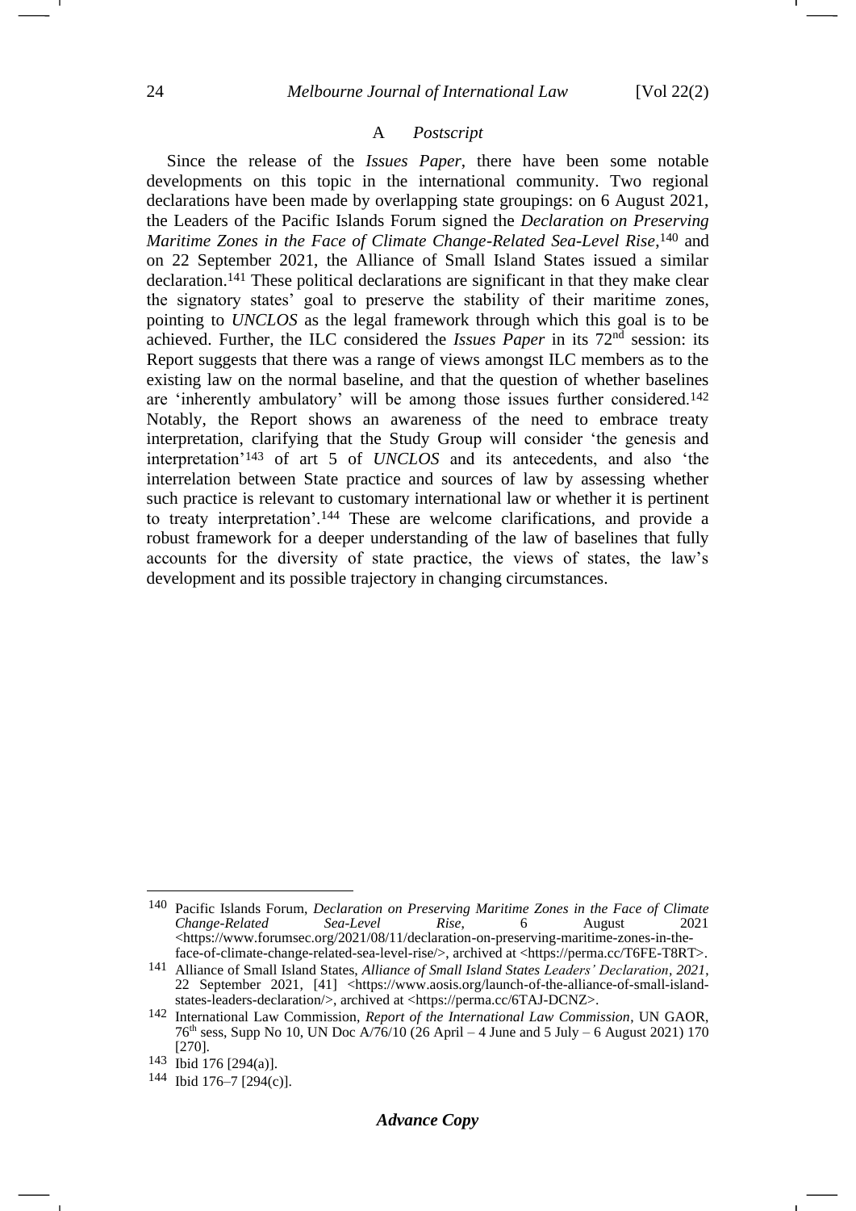### A *Postscript*

Since the release of the *Issues Paper*, there have been some notable developments on this topic in the international community. Two regional declarations have been made by overlapping state groupings: on 6 August 2021, the Leaders of the Pacific Islands Forum signed the *Declaration on Preserving Maritime Zones in the Face of Climate Change-Related Sea-Level Rise*,[140] and on 22 September 2021, the Alliance of Small Island States issued a similar declaration.[141] These political declarations are significant in that they make clear the signatory states' goal to preserve the stability of their maritime zones, pointing to *UNCLOS* as the legal framework through which this goal is to be achieved. Further, the ILC considered the *Issues Paper* in its 72nd session: its Report suggests that there was a range of views amongst ILC members as to the existing law on the normal baseline, and that the question of whether baselines are 'inherently ambulatory' will be among those issues further considered.[142] Notably, the Report shows an awareness of the need to embrace treaty interpretation, clarifying that the Study Group will consider 'the genesis and interpretation'[143] of art 5 of *UNCLOS* and its antecedents, and also 'the interrelation between State practice and sources of law by assessing whether such practice is relevant to customary international law or whether it is pertinent to treaty interpretation'.[144] These are welcome clarifications, and provide a robust framework for a deeper understanding of the law of baselines that fully accounts for the diversity of state practice, the views of states, the law's development and its possible trajectory in changing circumstances.

---

140 Pacific Islands Forum, *Declaration on Preserving Maritime Zones in the Face of Climate Change-Related Sea-Level Rise*, 6 August 2021 <https://www.forumsec.org/2021/08/11/declaration-on-preserving-maritime-zones-in-the-face-of-climate-change-related-sea-level-rise/>, archived at <https://perma.cc/T6FE-T8RT>.

141 Alliance of Small Island States, *Alliance of Small Island States Leaders' Declaration, 2021*, 22 September 2021, [41] <https://www.aosis.org/launch-of-the-alliance-of-small-island-states-leaders-declaration/>, archived at <https://perma.cc/6TAJ-DCNZ>.

142 International Law Commission, *Report of the International Law Commission*, UN GAOR, 76th sess, Supp No 10, UN Doc A/76/10 (26 April – 4 June and 5 July – 6 August 2021) 170 [270].

143 Ibid 176 [294(a)].

144 Ibid 176–7 [294(c)].

***Advance Copy***